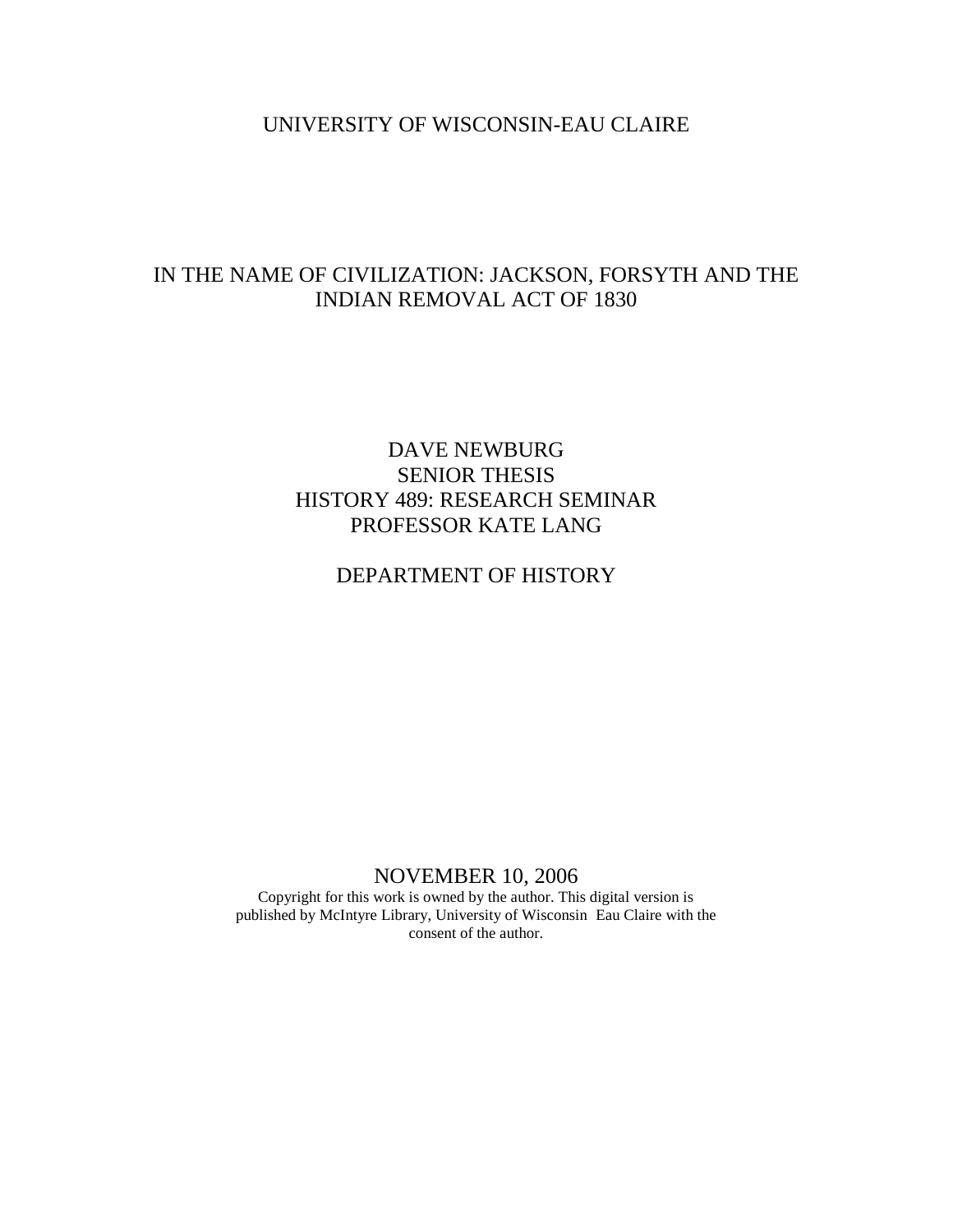UNIVERSITY OF WISCONSIN-EAU CLAIRE

# IN THE NAME OF CIVILIZATION: JACKSON, FORSYTH AND THE INDIAN REMOVAL ACT OF 1830

DAVE NEWBURG
SENIOR THESIS
HISTORY 489: RESEARCH SEMINAR
PROFESSOR KATE LANG

DEPARTMENT OF HISTORY

NOVEMBER 10, 2006

Copyright for this work is owned by the author. This digital version is published by McIntyre Library, University of Wisconsin Eau Claire with the consent of the author.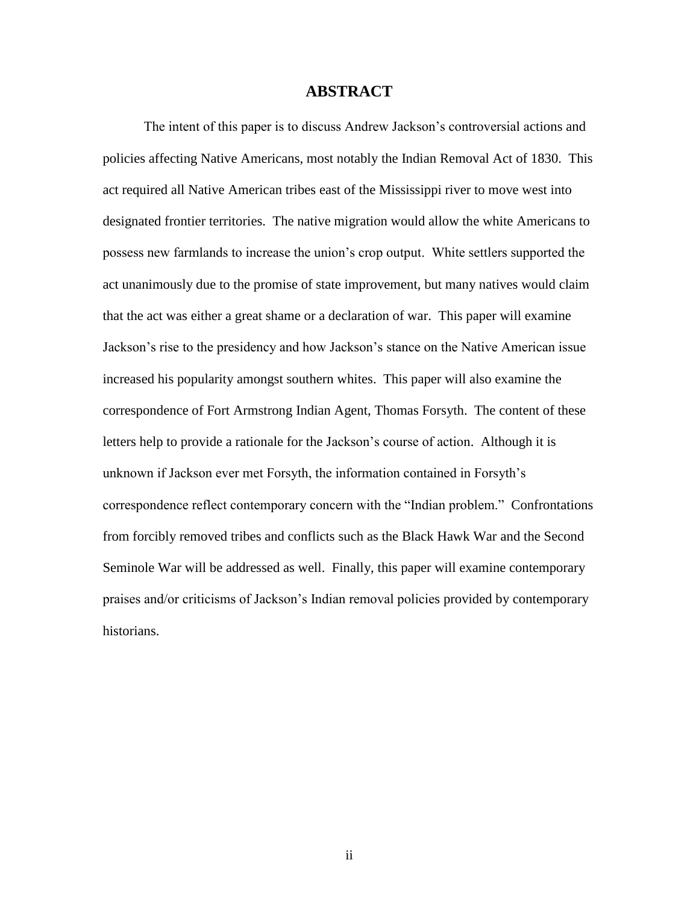# ABSTRACT

The intent of this paper is to discuss Andrew Jackson's controversial actions and policies affecting Native Americans, most notably the Indian Removal Act of 1830. This act required all Native American tribes east of the Mississippi river to move west into designated frontier territories. The native migration would allow the white Americans to possess new farmlands to increase the union's crop output. White settlers supported the act unanimously due to the promise of state improvement, but many natives would claim that the act was either a great shame or a declaration of war. This paper will examine Jackson's rise to the presidency and how Jackson's stance on the Native American issue increased his popularity amongst southern whites. This paper will also examine the correspondence of Fort Armstrong Indian Agent, Thomas Forsyth. The content of these letters help to provide a rationale for the Jackson's course of action. Although it is unknown if Jackson ever met Forsyth, the information contained in Forsyth's correspondence reflect contemporary concern with the "Indian problem." Confrontations from forcibly removed tribes and conflicts such as the Black Hawk War and the Second Seminole War will be addressed as well. Finally, this paper will examine contemporary praises and/or criticisms of Jackson's Indian removal policies provided by contemporary historians.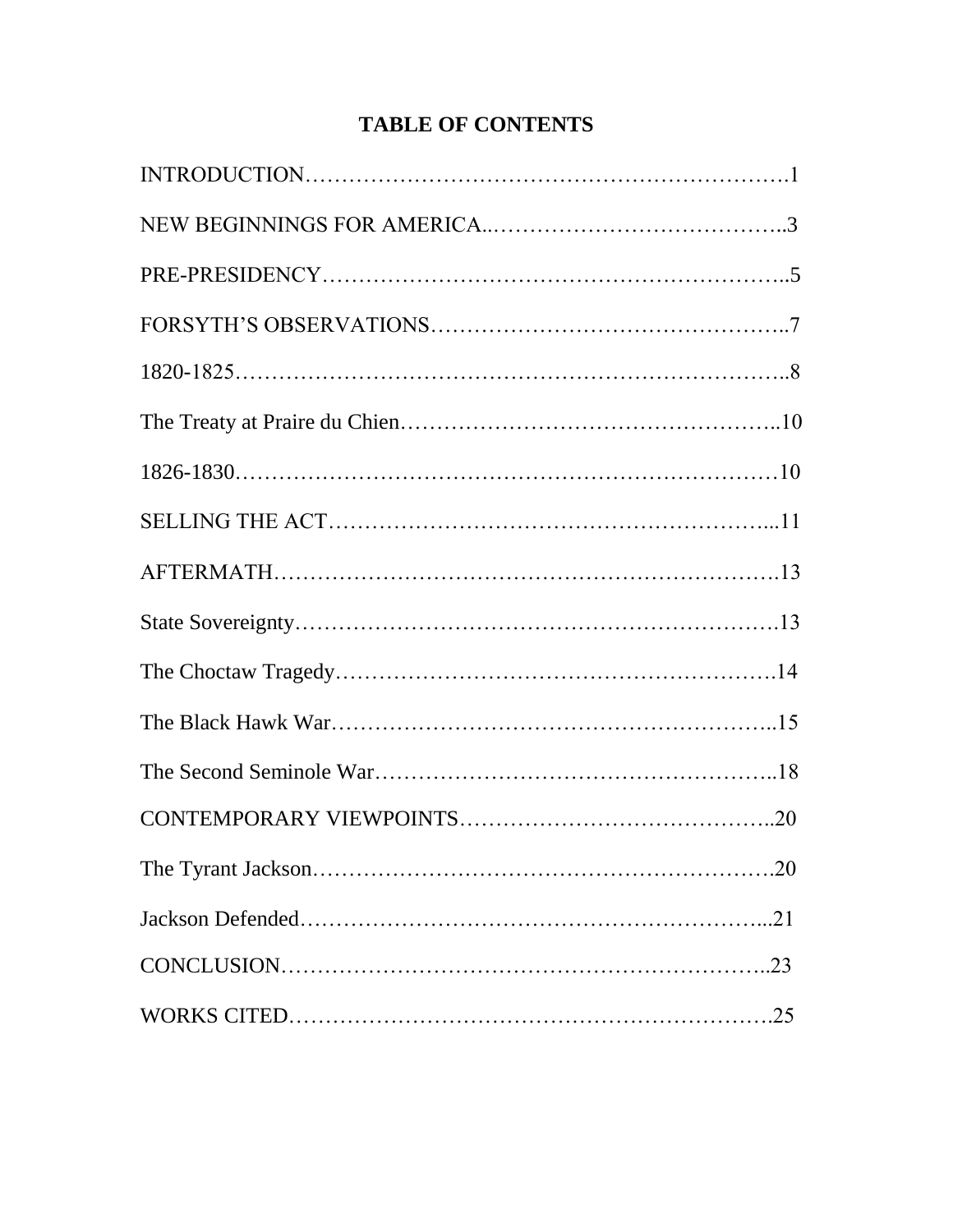# TABLE OF CONTENTS

INTRODUCTION……………………………………………………………….1

NEW BEGINNINGS FOR AMERICA..…………………………………..3

PRE-PRESIDENCY……………………………………………………..5

FORSYTH'S OBSERVATIONS…………………………………………..7

1820-1825………………………………………………………………..8

The Treaty at Praire du Chien……………………………………………..10

1826-1830………………………………………………………………10

SELLING THE ACT……………………………………………………...11

AFTERMATH…………………………………………………………….13

State Sovereignty………………………………………………………….13

The Choctaw Tragedy…………………………………………………….14

The Black Hawk War……………………………………………………..15

The Second Seminole War………………………………………………..18

CONTEMPORARY VIEWPOINTS……………………………………..20

The Tyrant Jackson……………………………………………………….20

Jackson Defended………………………………………………………...21

CONCLUSION…………………………………………………………..23

WORKS CITED………………………………………………………….25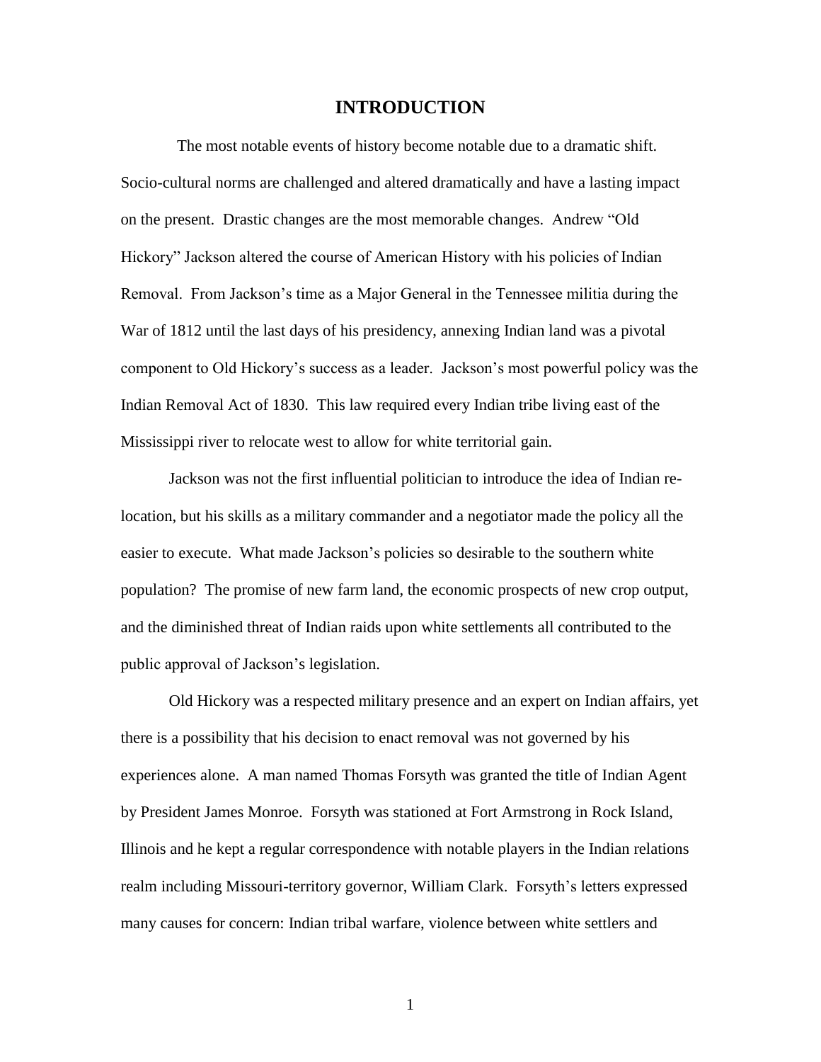# INTRODUCTION

The most notable events of history become notable due to a dramatic shift. Socio-cultural norms are challenged and altered dramatically and have a lasting impact on the present. Drastic changes are the most memorable changes. Andrew "Old Hickory" Jackson altered the course of American History with his policies of Indian Removal. From Jackson's time as a Major General in the Tennessee militia during the War of 1812 until the last days of his presidency, annexing Indian land was a pivotal component to Old Hickory's success as a leader. Jackson's most powerful policy was the Indian Removal Act of 1830. This law required every Indian tribe living east of the Mississippi river to relocate west to allow for white territorial gain.

Jackson was not the first influential politician to introduce the idea of Indian re-location, but his skills as a military commander and a negotiator made the policy all the easier to execute. What made Jackson's policies so desirable to the southern white population? The promise of new farm land, the economic prospects of new crop output, and the diminished threat of Indian raids upon white settlements all contributed to the public approval of Jackson's legislation.

Old Hickory was a respected military presence and an expert on Indian affairs, yet there is a possibility that his decision to enact removal was not governed by his experiences alone. A man named Thomas Forsyth was granted the title of Indian Agent by President James Monroe. Forsyth was stationed at Fort Armstrong in Rock Island, Illinois and he kept a regular correspondence with notable players in the Indian relations realm including Missouri-territory governor, William Clark. Forsyth's letters expressed many causes for concern: Indian tribal warfare, violence between white settlers and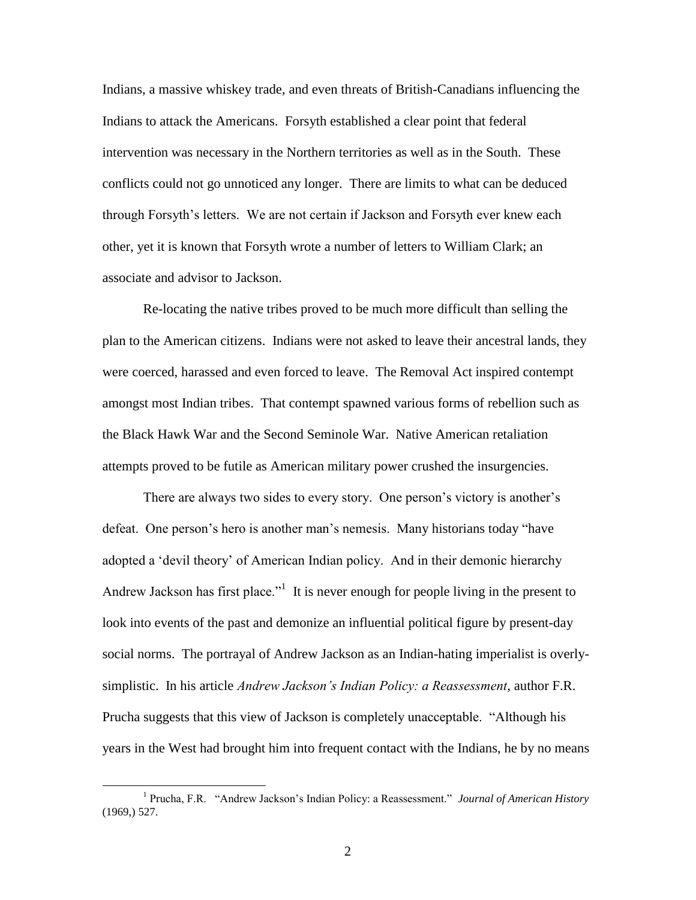Indians, a massive whiskey trade, and even threats of British-Canadians influencing the Indians to attack the Americans. Forsyth established a clear point that federal intervention was necessary in the Northern territories as well as in the South. These conflicts could not go unnoticed any longer. There are limits to what can be deduced through Forsyth's letters. We are not certain if Jackson and Forsyth ever knew each other, yet it is known that Forsyth wrote a number of letters to William Clark; an associate and advisor to Jackson.

Re-locating the native tribes proved to be much more difficult than selling the plan to the American citizens. Indians were not asked to leave their ancestral lands, they were coerced, harassed and even forced to leave. The Removal Act inspired contempt amongst most Indian tribes. That contempt spawned various forms of rebellion such as the Black Hawk War and the Second Seminole War. Native American retaliation attempts proved to be futile as American military power crushed the insurgencies.

There are always two sides to every story. One person's victory is another's defeat. One person's hero is another man's nemesis. Many historians today "have adopted a 'devil theory' of American Indian policy. And in their demonic hierarchy Andrew Jackson has first place."[1] It is never enough for people living in the present to look into events of the past and demonize an influential political figure by present-day social norms. The portrayal of Andrew Jackson as an Indian-hating imperialist is overly-simplistic. In his article *Andrew Jackson's Indian Policy: a Reassessment*, author F.R. Prucha suggests that this view of Jackson is completely unacceptable. "Although his years in the West had brought him into frequent contact with the Indians, he by no means

[1] Prucha, F.R. "Andrew Jackson's Indian Policy: a Reassessment." *Journal of American History* (1969,) 527.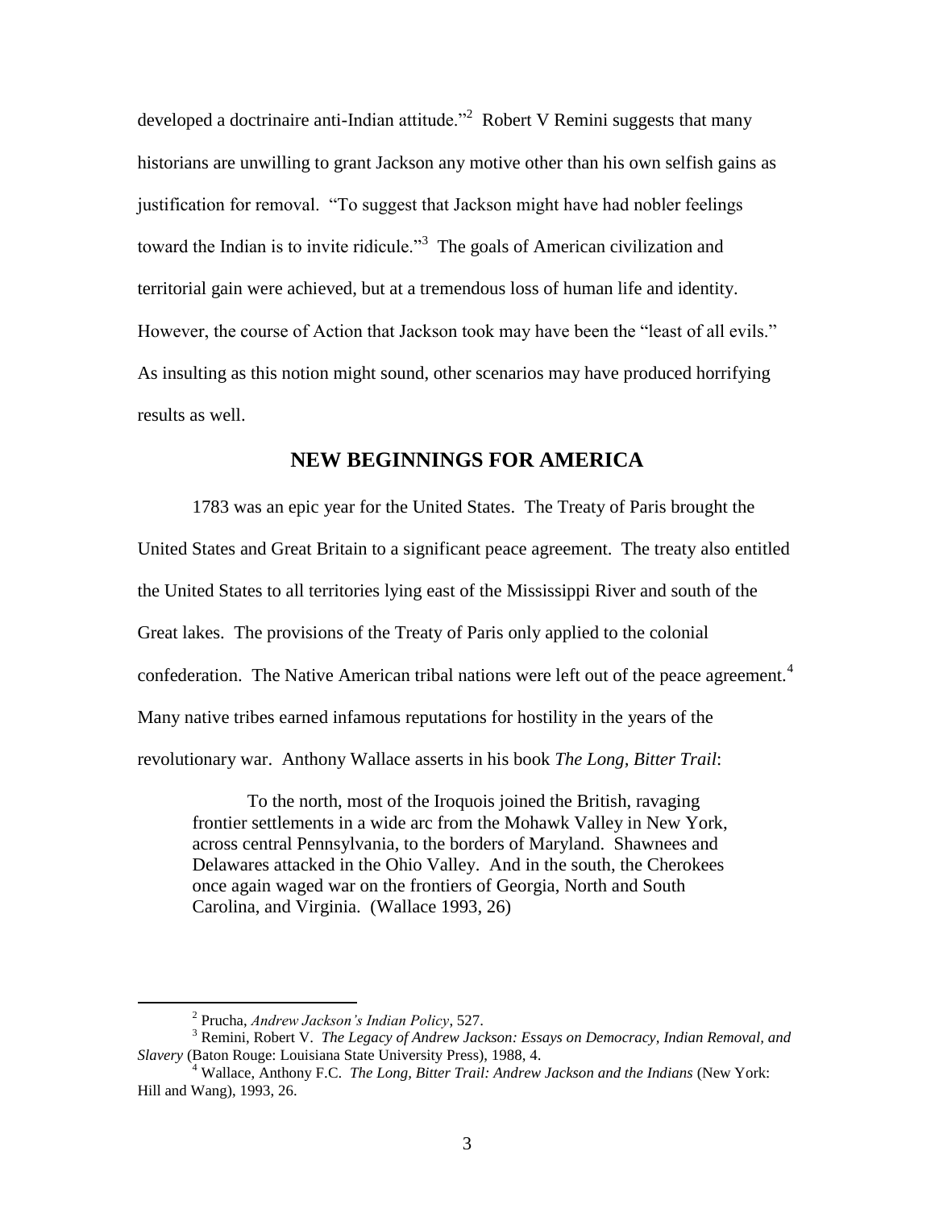developed a doctrinaire anti-Indian attitude."[2] Robert V Remini suggests that many historians are unwilling to grant Jackson any motive other than his own selfish gains as justification for removal. "To suggest that Jackson might have had nobler feelings toward the Indian is to invite ridicule."[3] The goals of American civilization and territorial gain were achieved, but at a tremendous loss of human life and identity. However, the course of Action that Jackson took may have been the "least of all evils." As insulting as this notion might sound, other scenarios may have produced horrifying results as well.

## NEW BEGINNINGS FOR AMERICA

1783 was an epic year for the United States. The Treaty of Paris brought the United States and Great Britain to a significant peace agreement. The treaty also entitled the United States to all territories lying east of the Mississippi River and south of the Great lakes. The provisions of the Treaty of Paris only applied to the colonial confederation. The Native American tribal nations were left out of the peace agreement.[4] Many native tribes earned infamous reputations for hostility in the years of the revolutionary war. Anthony Wallace asserts in his book *The Long, Bitter Trail*:

> To the north, most of the Iroquois joined the British, ravaging frontier settlements in a wide arc from the Mohawk Valley in New York, across central Pennsylvania, to the borders of Maryland. Shawnees and Delawares attacked in the Ohio Valley. And in the south, the Cherokees once again waged war on the frontiers of Georgia, North and South Carolina, and Virginia. (Wallace 1993, 26)

---

[2] Prucha, *Andrew Jackson's Indian Policy*, 527.

[3] Remini, Robert V. *The Legacy of Andrew Jackson: Essays on Democracy, Indian Removal, and Slavery* (Baton Rouge: Louisiana State University Press), 1988, 4.

[4] Wallace, Anthony F.C. *The Long, Bitter Trail: Andrew Jackson and the Indians* (New York: Hill and Wang), 1993, 26.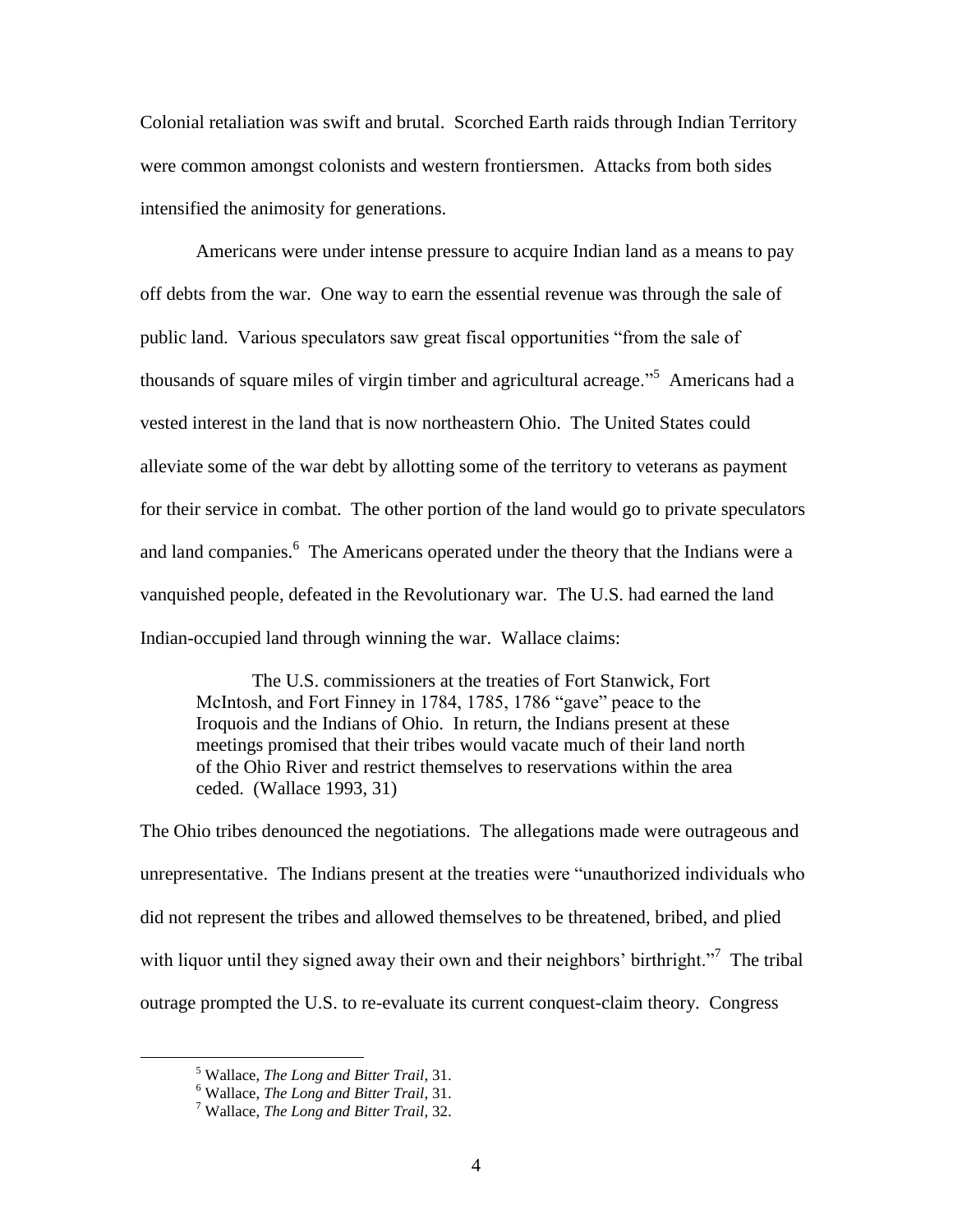Colonial retaliation was swift and brutal. Scorched Earth raids through Indian Territory were common amongst colonists and western frontiersmen. Attacks from both sides intensified the animosity for generations.

Americans were under intense pressure to acquire Indian land as a means to pay off debts from the war. One way to earn the essential revenue was through the sale of public land. Various speculators saw great fiscal opportunities "from the sale of thousands of square miles of virgin timber and agricultural acreage."[5] Americans had a vested interest in the land that is now northeastern Ohio. The United States could alleviate some of the war debt by allotting some of the territory to veterans as payment for their service in combat. The other portion of the land would go to private speculators and land companies.[6] The Americans operated under the theory that the Indians were a vanquished people, defeated in the Revolutionary war. The U.S. had earned the land Indian-occupied land through winning the war. Wallace claims:

> The U.S. commissioners at the treaties of Fort Stanwick, Fort McIntosh, and Fort Finney in 1784, 1785, 1786 "gave" peace to the Iroquois and the Indians of Ohio. In return, the Indians present at these meetings promised that their tribes would vacate much of their land north of the Ohio River and restrict themselves to reservations within the area ceded. (Wallace 1993, 31)

The Ohio tribes denounced the negotiations. The allegations made were outrageous and unrepresentative. The Indians present at the treaties were "unauthorized individuals who did not represent the tribes and allowed themselves to be threatened, bribed, and plied with liquor until they signed away their own and their neighbors' birthright."[7] The tribal outrage prompted the U.S. to re-evaluate its current conquest-claim theory. Congress

[5] Wallace, *The Long and Bitter Trail*, 31.

[6] Wallace, *The Long and Bitter Trail*, 31.

[7] Wallace, *The Long and Bitter Trail*, 32.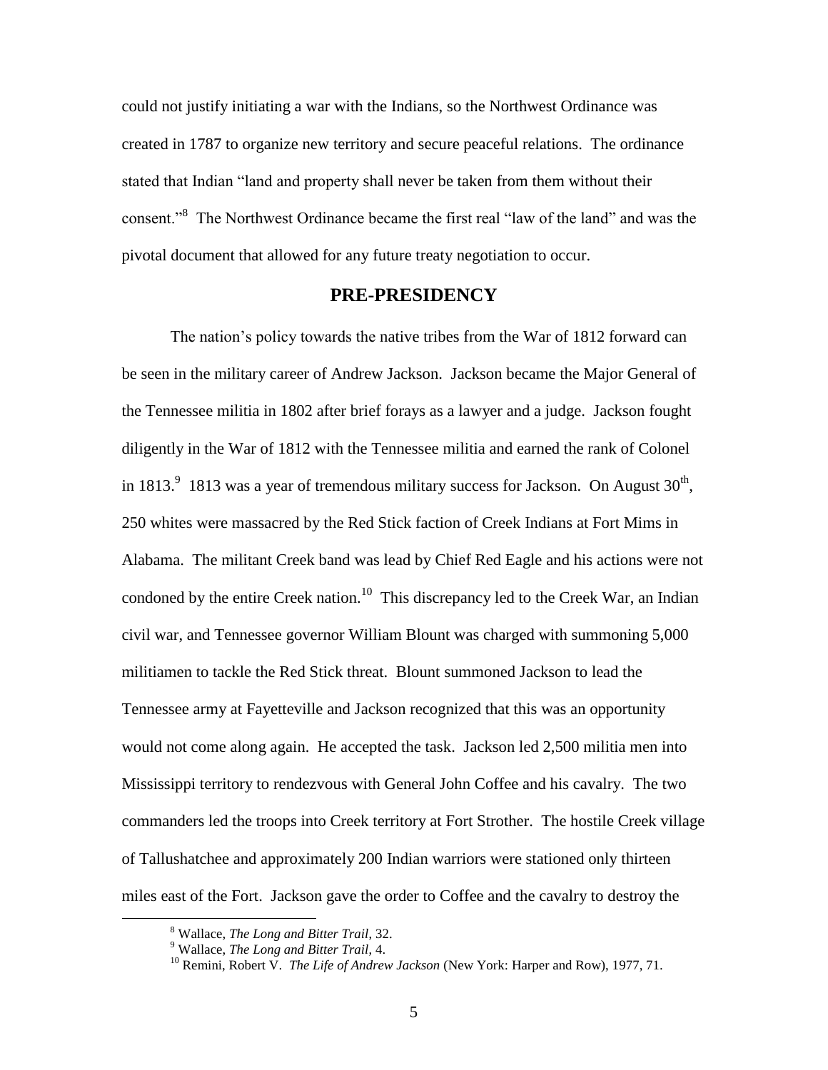could not justify initiating a war with the Indians, so the Northwest Ordinance was created in 1787 to organize new territory and secure peaceful relations. The ordinance stated that Indian "land and property shall never be taken from them without their consent."[8] The Northwest Ordinance became the first real "law of the land" and was the pivotal document that allowed for any future treaty negotiation to occur.

## PRE-PRESIDENCY

The nation's policy towards the native tribes from the War of 1812 forward can be seen in the military career of Andrew Jackson. Jackson became the Major General of the Tennessee militia in 1802 after brief forays as a lawyer and a judge. Jackson fought diligently in the War of 1812 with the Tennessee militia and earned the rank of Colonel in 1813.[9] 1813 was a year of tremendous military success for Jackson. On August 30th, 250 whites were massacred by the Red Stick faction of Creek Indians at Fort Mims in Alabama. The militant Creek band was lead by Chief Red Eagle and his actions were not condoned by the entire Creek nation.[10] This discrepancy led to the Creek War, an Indian civil war, and Tennessee governor William Blount was charged with summoning 5,000 militiamen to tackle the Red Stick threat. Blount summoned Jackson to lead the Tennessee army at Fayetteville and Jackson recognized that this was an opportunity would not come along again. He accepted the task. Jackson led 2,500 militia men into Mississippi territory to rendezvous with General John Coffee and his cavalry. The two commanders led the troops into Creek territory at Fort Strother. The hostile Creek village of Tallushatchee and approximately 200 Indian warriors were stationed only thirteen miles east of the Fort. Jackson gave the order to Coffee and the cavalry to destroy the

---

[8] Wallace, *The Long and Bitter Trail*, 32.

[9] Wallace, *The Long and Bitter Trail*, 4.

[10] Remini, Robert V. *The Life of Andrew Jackson* (New York: Harper and Row), 1977, 71.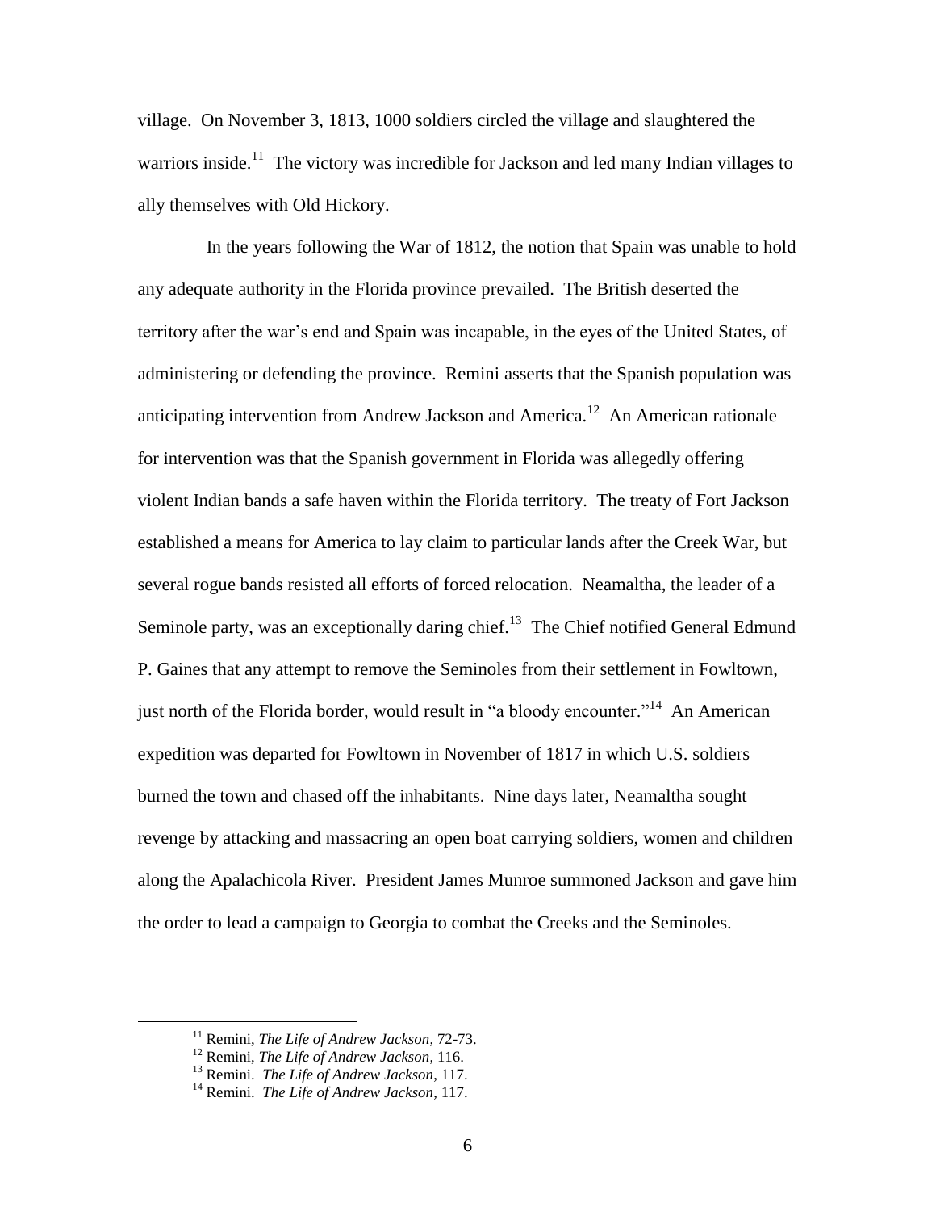village. On November 3, 1813, 1000 soldiers circled the village and slaughtered the warriors inside.[11] The victory was incredible for Jackson and led many Indian villages to ally themselves with Old Hickory.

In the years following the War of 1812, the notion that Spain was unable to hold any adequate authority in the Florida province prevailed. The British deserted the territory after the war's end and Spain was incapable, in the eyes of the United States, of administering or defending the province. Remini asserts that the Spanish population was anticipating intervention from Andrew Jackson and America.[12] An American rationale for intervention was that the Spanish government in Florida was allegedly offering violent Indian bands a safe haven within the Florida territory. The treaty of Fort Jackson established a means for America to lay claim to particular lands after the Creek War, but several rogue bands resisted all efforts of forced relocation. Neamaltha, the leader of a Seminole party, was an exceptionally daring chief.[13] The Chief notified General Edmund P. Gaines that any attempt to remove the Seminoles from their settlement in Fowltown, just north of the Florida border, would result in "a bloody encounter."[14] An American expedition was departed for Fowltown in November of 1817 in which U.S. soldiers burned the town and chased off the inhabitants. Nine days later, Neamaltha sought revenge by attacking and massacring an open boat carrying soldiers, women and children along the Apalachicola River. President James Munroe summoned Jackson and gave him the order to lead a campaign to Georgia to combat the Creeks and the Seminoles.

---

[11] Remini, *The Life of Andrew Jackson*, 72-73.

[12] Remini, *The Life of Andrew Jackson*, 116.

[13] Remini. *The Life of Andrew Jackson*, 117.

[14] Remini. *The Life of Andrew Jackson*, 117.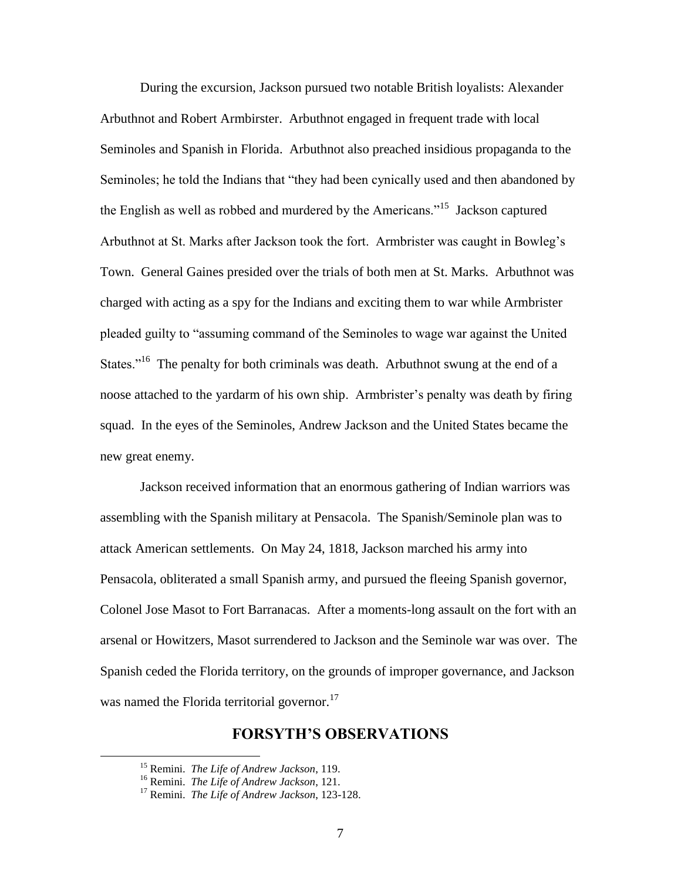During the excursion, Jackson pursued two notable British loyalists: Alexander Arbuthnot and Robert Armbirster. Arbuthnot engaged in frequent trade with local Seminoles and Spanish in Florida. Arbuthnot also preached insidious propaganda to the Seminoles; he told the Indians that "they had been cynically used and then abandoned by the English as well as robbed and murdered by the Americans."[15] Jackson captured Arbuthnot at St. Marks after Jackson took the fort. Armbrister was caught in Bowleg's Town. General Gaines presided over the trials of both men at St. Marks. Arbuthnot was charged with acting as a spy for the Indians and exciting them to war while Armbrister pleaded guilty to "assuming command of the Seminoles to wage war against the United States."[16] The penalty for both criminals was death. Arbuthnot swung at the end of a noose attached to the yardarm of his own ship. Armbrister's penalty was death by firing squad. In the eyes of the Seminoles, Andrew Jackson and the United States became the new great enemy.

Jackson received information that an enormous gathering of Indian warriors was assembling with the Spanish military at Pensacola. The Spanish/Seminole plan was to attack American settlements. On May 24, 1818, Jackson marched his army into Pensacola, obliterated a small Spanish army, and pursued the fleeing Spanish governor, Colonel Jose Masot to Fort Barranacas. After a moments-long assault on the fort with an arsenal or Howitzers, Masot surrendered to Jackson and the Seminole war was over. The Spanish ceded the Florida territory, on the grounds of improper governance, and Jackson was named the Florida territorial governor.[17]

## FORSYTH'S OBSERVATIONS

[15] Remini. *The Life of Andrew Jackson*, 119.

[16] Remini. *The Life of Andrew Jackson*, 121.

[17] Remini. *The Life of Andrew Jackson*, 123-128.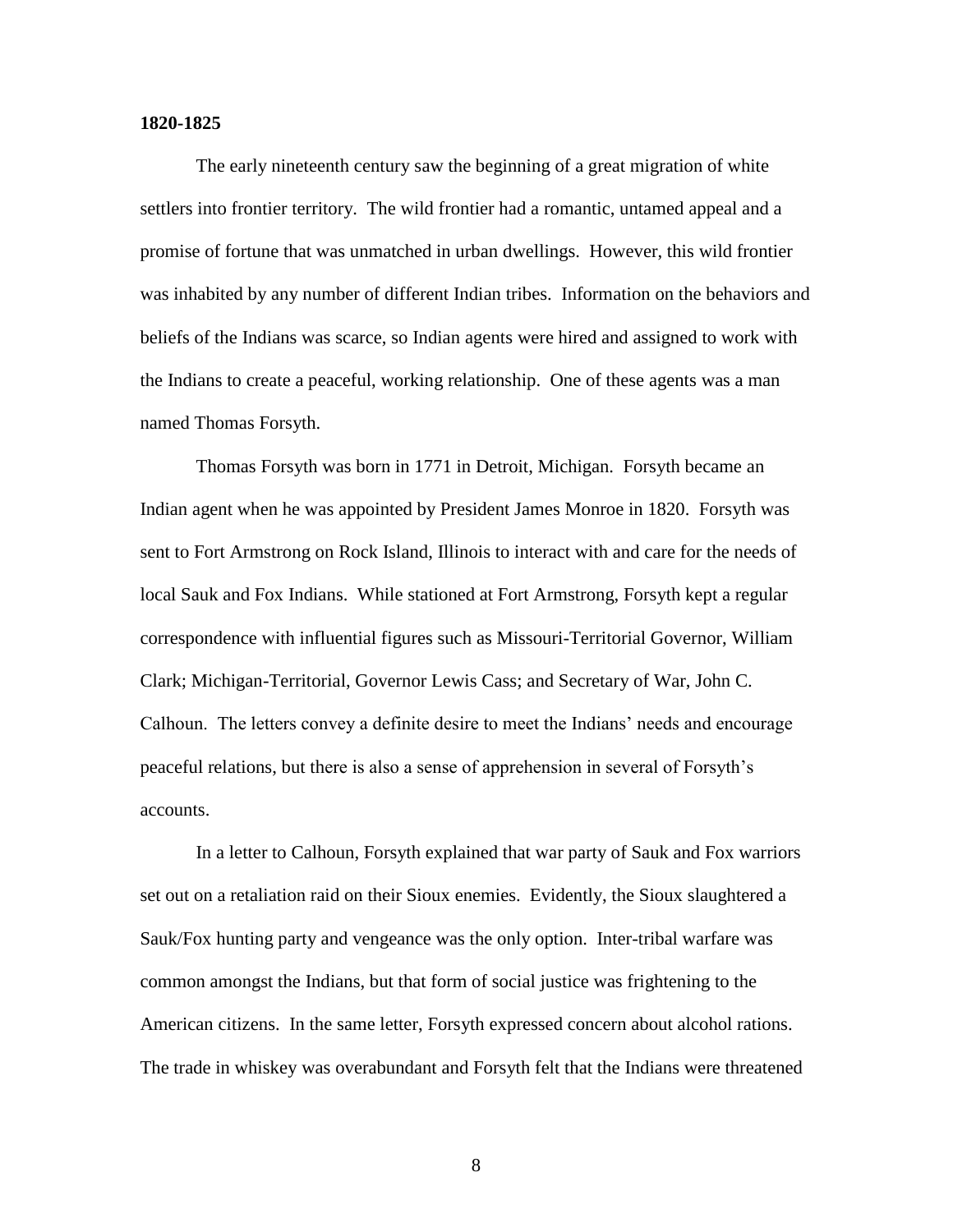**1820-1825**

The early nineteenth century saw the beginning of a great migration of white settlers into frontier territory. The wild frontier had a romantic, untamed appeal and a promise of fortune that was unmatched in urban dwellings. However, this wild frontier was inhabited by any number of different Indian tribes. Information on the behaviors and beliefs of the Indians was scarce, so Indian agents were hired and assigned to work with the Indians to create a peaceful, working relationship. One of these agents was a man named Thomas Forsyth.

Thomas Forsyth was born in 1771 in Detroit, Michigan. Forsyth became an Indian agent when he was appointed by President James Monroe in 1820. Forsyth was sent to Fort Armstrong on Rock Island, Illinois to interact with and care for the needs of local Sauk and Fox Indians. While stationed at Fort Armstrong, Forsyth kept a regular correspondence with influential figures such as Missouri-Territorial Governor, William Clark; Michigan-Territorial, Governor Lewis Cass; and Secretary of War, John C. Calhoun. The letters convey a definite desire to meet the Indians' needs and encourage peaceful relations, but there is also a sense of apprehension in several of Forsyth's accounts.

In a letter to Calhoun, Forsyth explained that war party of Sauk and Fox warriors set out on a retaliation raid on their Sioux enemies. Evidently, the Sioux slaughtered a Sauk/Fox hunting party and vengeance was the only option. Inter-tribal warfare was common amongst the Indians, but that form of social justice was frightening to the American citizens. In the same letter, Forsyth expressed concern about alcohol rations. The trade in whiskey was overabundant and Forsyth felt that the Indians were threatened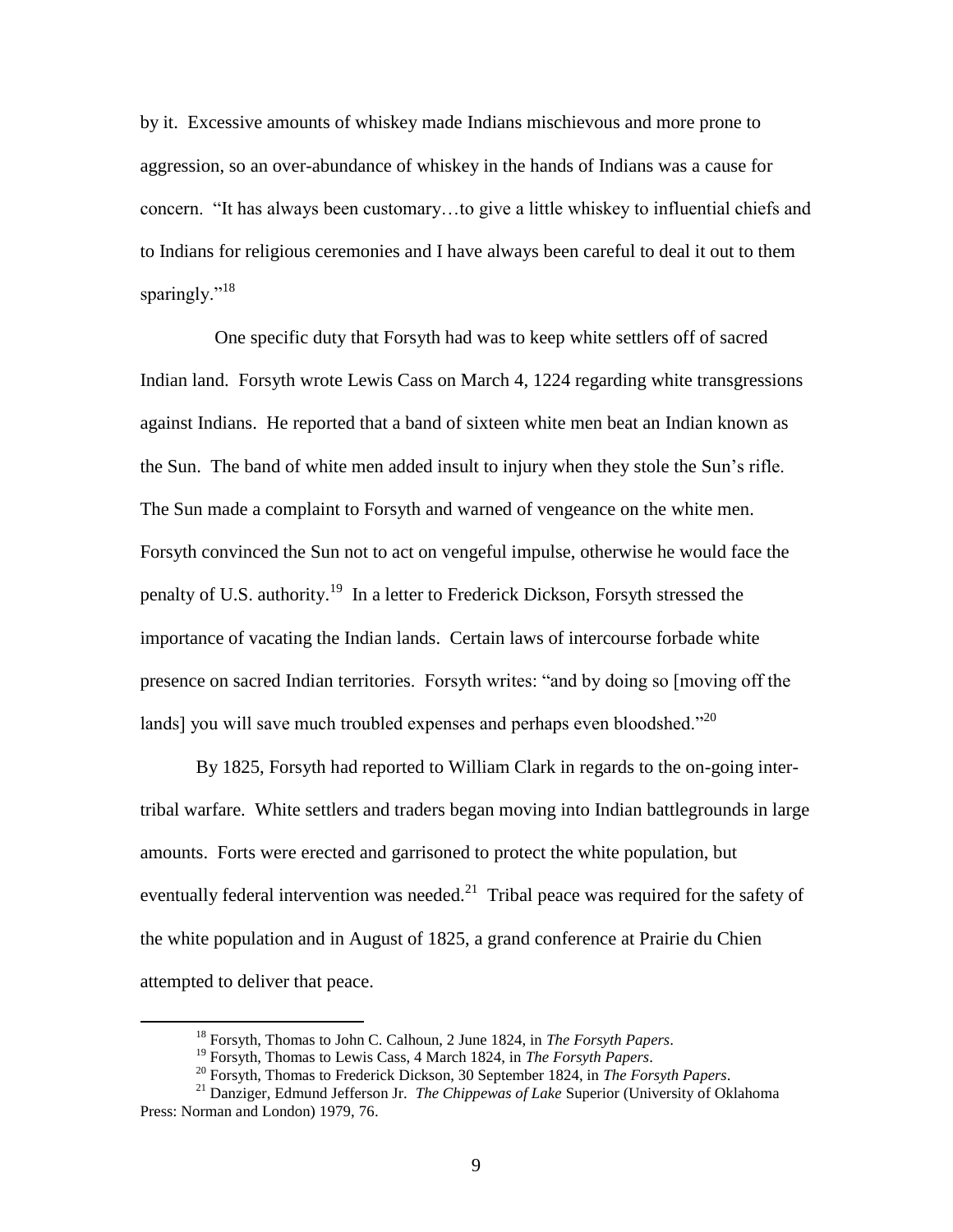by it. Excessive amounts of whiskey made Indians mischievous and more prone to aggression, so an over-abundance of whiskey in the hands of Indians was a cause for concern. "It has always been customary…to give a little whiskey to influential chiefs and to Indians for religious ceremonies and I have always been careful to deal it out to them sparingly."[18]

One specific duty that Forsyth had was to keep white settlers off of sacred Indian land. Forsyth wrote Lewis Cass on March 4, 1224 regarding white transgressions against Indians. He reported that a band of sixteen white men beat an Indian known as the Sun. The band of white men added insult to injury when they stole the Sun's rifle. The Sun made a complaint to Forsyth and warned of vengeance on the white men. Forsyth convinced the Sun not to act on vengeful impulse, otherwise he would face the penalty of U.S. authority.[19] In a letter to Frederick Dickson, Forsyth stressed the importance of vacating the Indian lands. Certain laws of intercourse forbade white presence on sacred Indian territories. Forsyth writes: "and by doing so [moving off the lands] you will save much troubled expenses and perhaps even bloodshed."[20]

By 1825, Forsyth had reported to William Clark in regards to the on-going inter-tribal warfare. White settlers and traders began moving into Indian battlegrounds in large amounts. Forts were erected and garrisoned to protect the white population, but eventually federal intervention was needed.[21] Tribal peace was required for the safety of the white population and in August of 1825, a grand conference at Prairie du Chien attempted to deliver that peace.

---

[18] Forsyth, Thomas to John C. Calhoun, 2 June 1824, in *The Forsyth Papers*.

[19] Forsyth, Thomas to Lewis Cass, 4 March 1824, in *The Forsyth Papers*.

[20] Forsyth, Thomas to Frederick Dickson, 30 September 1824, in *The Forsyth Papers*.

[21] Danziger, Edmund Jefferson Jr. *The Chippewas of Lake* Superior (University of Oklahoma Press: Norman and London) 1979, 76.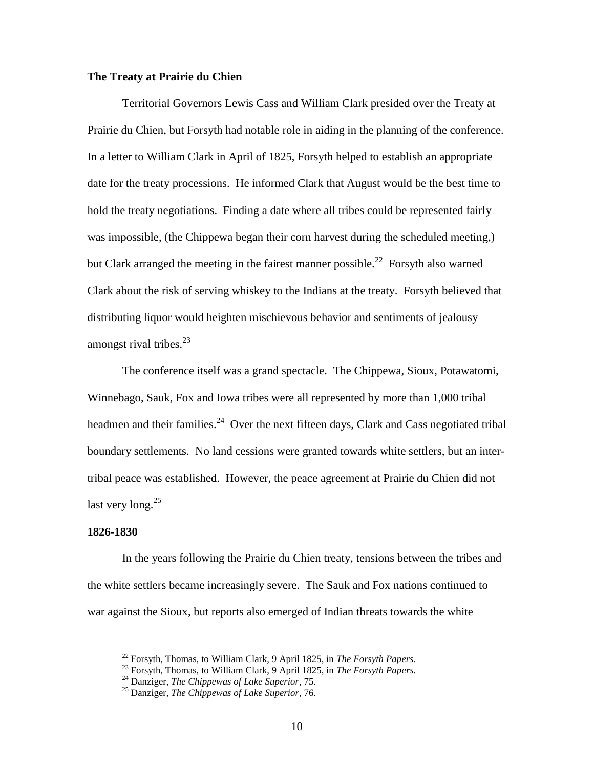**The Treaty at Prairie du Chien**

Territorial Governors Lewis Cass and William Clark presided over the Treaty at Prairie du Chien, but Forsyth had notable role in aiding in the planning of the conference. In a letter to William Clark in April of 1825, Forsyth helped to establish an appropriate date for the treaty processions. He informed Clark that August would be the best time to hold the treaty negotiations. Finding a date where all tribes could be represented fairly was impossible, (the Chippewa began their corn harvest during the scheduled meeting,) but Clark arranged the meeting in the fairest manner possible.[22] Forsyth also warned Clark about the risk of serving whiskey to the Indians at the treaty. Forsyth believed that distributing liquor would heighten mischievous behavior and sentiments of jealousy amongst rival tribes.[23]

The conference itself was a grand spectacle. The Chippewa, Sioux, Potawatomi, Winnebago, Sauk, Fox and Iowa tribes were all represented by more than 1,000 tribal headmen and their families.[24] Over the next fifteen days, Clark and Cass negotiated tribal boundary settlements. No land cessions were granted towards white settlers, but an inter-tribal peace was established. However, the peace agreement at Prairie du Chien did not last very long.[25]

**1826-1830**

In the years following the Prairie du Chien treaty, tensions between the tribes and the white settlers became increasingly severe. The Sauk and Fox nations continued to war against the Sioux, but reports also emerged of Indian threats towards the white

---

[22] Forsyth, Thomas, to William Clark, 9 April 1825, in *The Forsyth Papers*.

[23] Forsyth, Thomas, to William Clark, 9 April 1825, in *The Forsyth Papers.*

[24] Danziger, *The Chippewas of Lake Superior*, 75.

[25] Danziger, *The Chippewas of Lake Superior*, 76.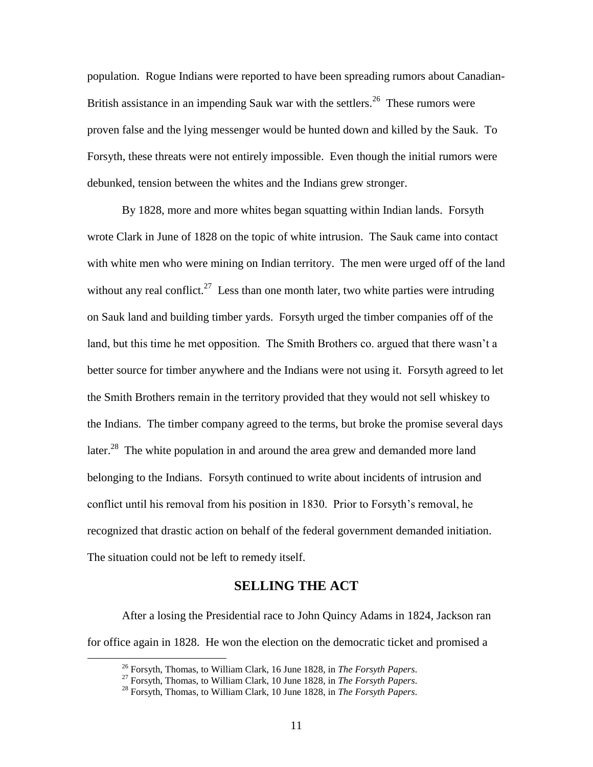population. Rogue Indians were reported to have been spreading rumors about Canadian-British assistance in an impending Sauk war with the settlers.[26] These rumors were proven false and the lying messenger would be hunted down and killed by the Sauk. To Forsyth, these threats were not entirely impossible. Even though the initial rumors were debunked, tension between the whites and the Indians grew stronger.

By 1828, more and more whites began squatting within Indian lands. Forsyth wrote Clark in June of 1828 on the topic of white intrusion. The Sauk came into contact with white men who were mining on Indian territory. The men were urged off of the land without any real conflict.[27] Less than one month later, two white parties were intruding on Sauk land and building timber yards. Forsyth urged the timber companies off of the land, but this time he met opposition. The Smith Brothers co. argued that there wasn't a better source for timber anywhere and the Indians were not using it. Forsyth agreed to let the Smith Brothers remain in the territory provided that they would not sell whiskey to the Indians. The timber company agreed to the terms, but broke the promise several days later.[28] The white population in and around the area grew and demanded more land belonging to the Indians. Forsyth continued to write about incidents of intrusion and conflict until his removal from his position in 1830. Prior to Forsyth's removal, he recognized that drastic action on behalf of the federal government demanded initiation. The situation could not be left to remedy itself.

## SELLING THE ACT

After a losing the Presidential race to John Quincy Adams in 1824, Jackson ran for office again in 1828. He won the election on the democratic ticket and promised a

---

[26] Forsyth, Thomas, to William Clark, 16 June 1828, in *The Forsyth Papers*.

[27] Forsyth, Thomas, to William Clark, 10 June 1828, in *The Forsyth Papers*.

[28] Forsyth, Thomas, to William Clark, 10 June 1828, in *The Forsyth Papers*.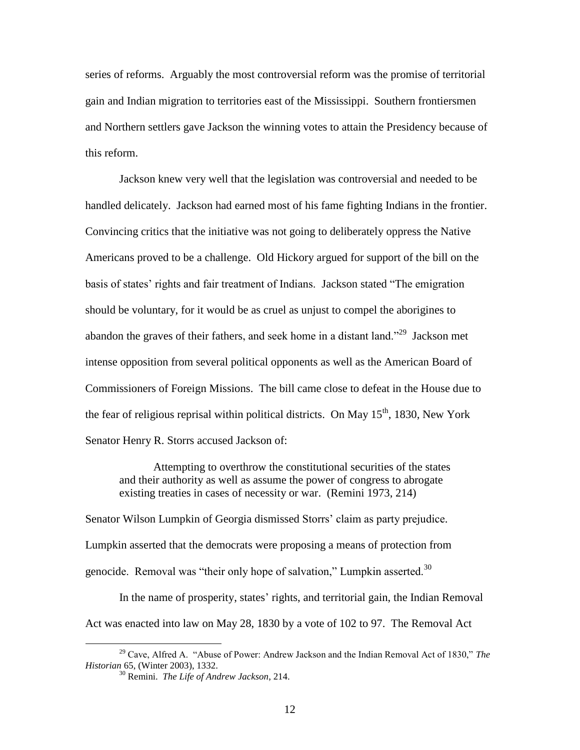series of reforms. Arguably the most controversial reform was the promise of territorial gain and Indian migration to territories east of the Mississippi. Southern frontiersmen and Northern settlers gave Jackson the winning votes to attain the Presidency because of this reform.

Jackson knew very well that the legislation was controversial and needed to be handled delicately. Jackson had earned most of his fame fighting Indians in the frontier. Convincing critics that the initiative was not going to deliberately oppress the Native Americans proved to be a challenge. Old Hickory argued for support of the bill on the basis of states' rights and fair treatment of Indians. Jackson stated "The emigration should be voluntary, for it would be as cruel as unjust to compel the aborigines to abandon the graves of their fathers, and seek home in a distant land."[29] Jackson met intense opposition from several political opponents as well as the American Board of Commissioners of Foreign Missions. The bill came close to defeat in the House due to the fear of religious reprisal within political districts. On May 15th, 1830, New York Senator Henry R. Storrs accused Jackson of:

> Attempting to overthrow the constitutional securities of the states and their authority as well as assume the power of congress to abrogate existing treaties in cases of necessity or war. (Remini 1973, 214)

Senator Wilson Lumpkin of Georgia dismissed Storrs' claim as party prejudice. Lumpkin asserted that the democrats were proposing a means of protection from genocide. Removal was "their only hope of salvation," Lumpkin asserted.[30]

In the name of prosperity, states' rights, and territorial gain, the Indian Removal Act was enacted into law on May 28, 1830 by a vote of 102 to 97. The Removal Act

---

[29] Cave, Alfred A. "Abuse of Power: Andrew Jackson and the Indian Removal Act of 1830," *The Historian* 65, (Winter 2003), 1332.

[30] Remini. *The Life of Andrew Jackson*, 214.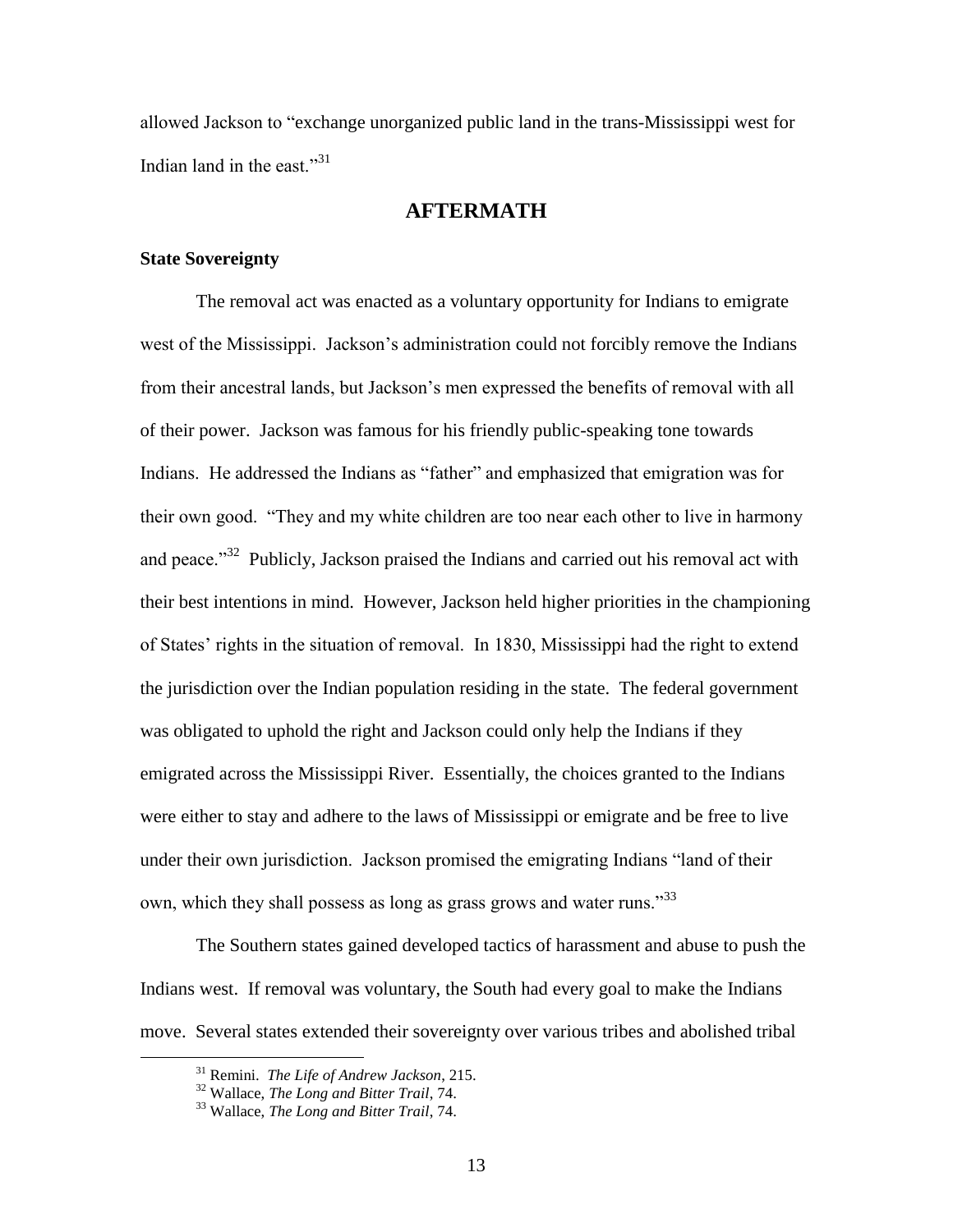allowed Jackson to "exchange unorganized public land in the trans-Mississippi west for Indian land in the east."[31]

## AFTERMATH

**State Sovereignty**

The removal act was enacted as a voluntary opportunity for Indians to emigrate west of the Mississippi. Jackson's administration could not forcibly remove the Indians from their ancestral lands, but Jackson's men expressed the benefits of removal with all of their power. Jackson was famous for his friendly public-speaking tone towards Indians. He addressed the Indians as "father" and emphasized that emigration was for their own good. "They and my white children are too near each other to live in harmony and peace."[32] Publicly, Jackson praised the Indians and carried out his removal act with their best intentions in mind. However, Jackson held higher priorities in the championing of States' rights in the situation of removal. In 1830, Mississippi had the right to extend the jurisdiction over the Indian population residing in the state. The federal government was obligated to uphold the right and Jackson could only help the Indians if they emigrated across the Mississippi River. Essentially, the choices granted to the Indians were either to stay and adhere to the laws of Mississippi or emigrate and be free to live under their own jurisdiction. Jackson promised the emigrating Indians "land of their own, which they shall possess as long as grass grows and water runs."[33]

The Southern states gained developed tactics of harassment and abuse to push the Indians west. If removal was voluntary, the South had every goal to make the Indians move. Several states extended their sovereignty over various tribes and abolished tribal

---

[31] Remini. *The Life of Andrew Jackson*, 215.
[32] Wallace, *The Long and Bitter Trail*, 74.
[33] Wallace, *The Long and Bitter Trail*, 74.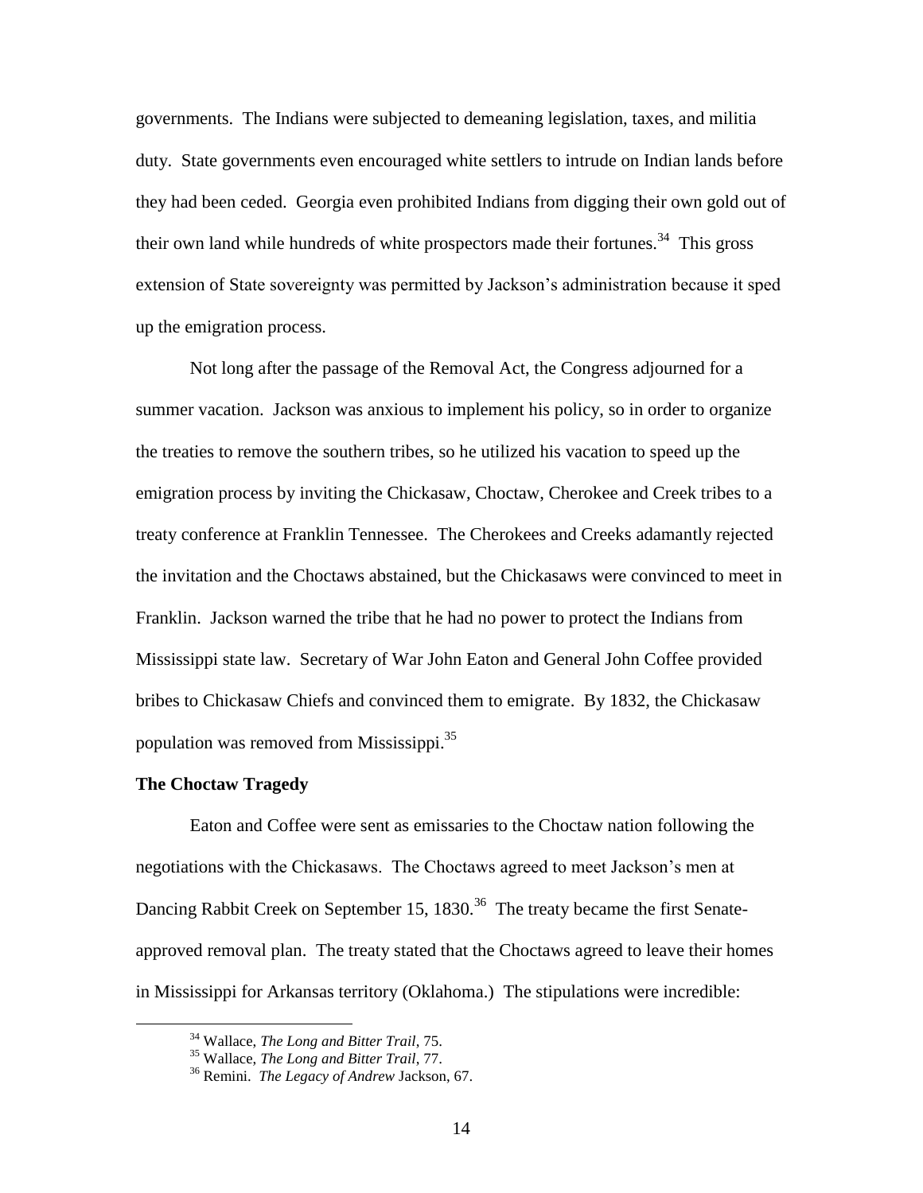governments. The Indians were subjected to demeaning legislation, taxes, and militia duty. State governments even encouraged white settlers to intrude on Indian lands before they had been ceded. Georgia even prohibited Indians from digging their own gold out of their own land while hundreds of white prospectors made their fortunes.[34] This gross extension of State sovereignty was permitted by Jackson's administration because it sped up the emigration process.

Not long after the passage of the Removal Act, the Congress adjourned for a summer vacation. Jackson was anxious to implement his policy, so in order to organize the treaties to remove the southern tribes, so he utilized his vacation to speed up the emigration process by inviting the Chickasaw, Choctaw, Cherokee and Creek tribes to a treaty conference at Franklin Tennessee. The Cherokees and Creeks adamantly rejected the invitation and the Choctaws abstained, but the Chickasaws were convinced to meet in Franklin. Jackson warned the tribe that he had no power to protect the Indians from Mississippi state law. Secretary of War John Eaton and General John Coffee provided bribes to Chickasaw Chiefs and convinced them to emigrate. By 1832, the Chickasaw population was removed from Mississippi.[35]

**The Choctaw Tragedy**

Eaton and Coffee were sent as emissaries to the Choctaw nation following the negotiations with the Chickasaws. The Choctaws agreed to meet Jackson's men at Dancing Rabbit Creek on September 15, 1830.[36] The treaty became the first Senate-approved removal plan. The treaty stated that the Choctaws agreed to leave their homes in Mississippi for Arkansas territory (Oklahoma.) The stipulations were incredible:

---

[34] Wallace, *The Long and Bitter Trail*, 75.

[35] Wallace, *The Long and Bitter Trail*, 77.

[36] Remini. *The Legacy of Andrew* Jackson, 67.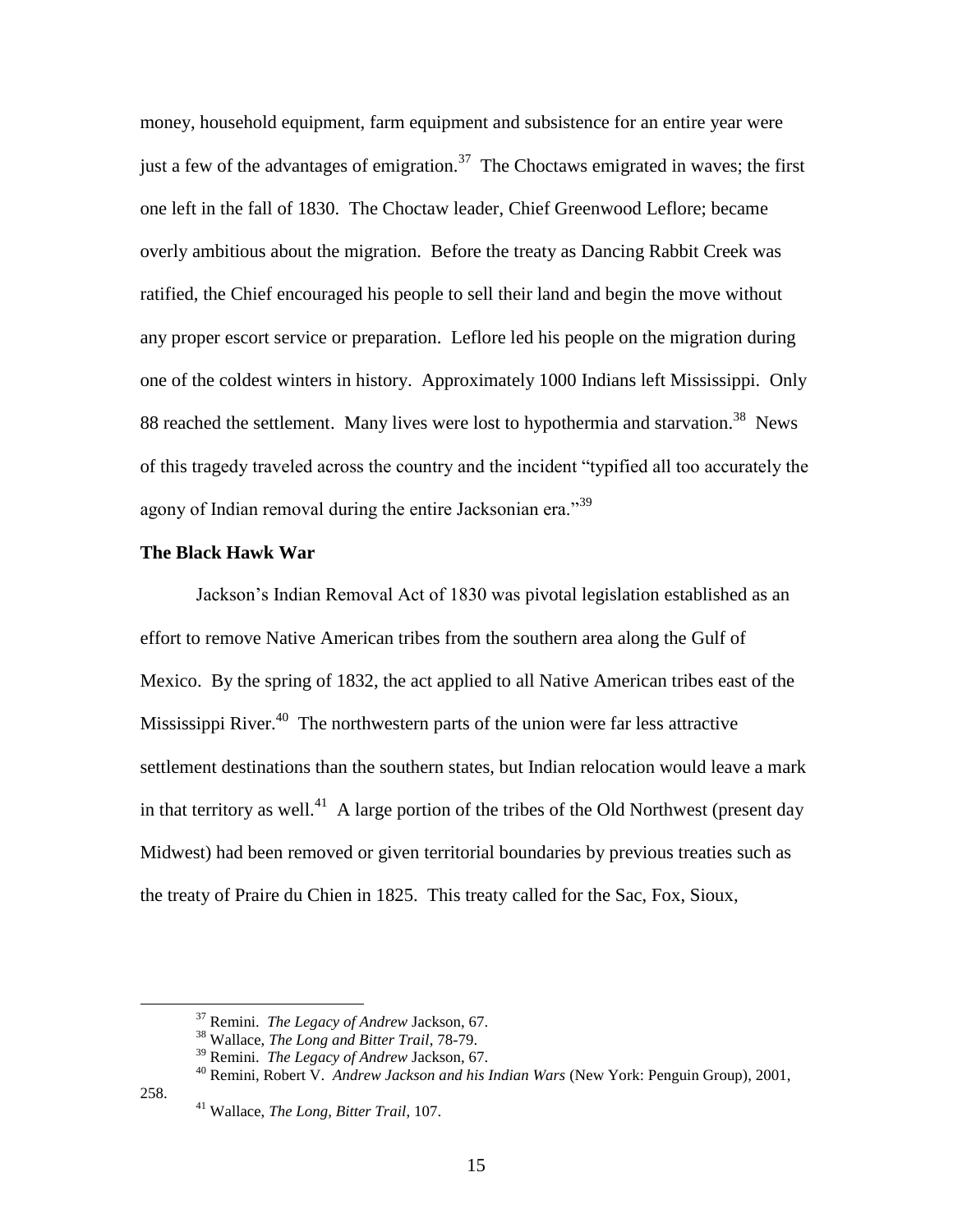money, household equipment, farm equipment and subsistence for an entire year were just a few of the advantages of emigration.[37] The Choctaws emigrated in waves; the first one left in the fall of 1830. The Choctaw leader, Chief Greenwood Leflore; became overly ambitious about the migration. Before the treaty as Dancing Rabbit Creek was ratified, the Chief encouraged his people to sell their land and begin the move without any proper escort service or preparation. Leflore led his people on the migration during one of the coldest winters in history. Approximately 1000 Indians left Mississippi. Only 88 reached the settlement. Many lives were lost to hypothermia and starvation.[38] News of this tragedy traveled across the country and the incident "typified all too accurately the agony of Indian removal during the entire Jacksonian era."[39]

**The Black Hawk War**

Jackson's Indian Removal Act of 1830 was pivotal legislation established as an effort to remove Native American tribes from the southern area along the Gulf of Mexico. By the spring of 1832, the act applied to all Native American tribes east of the Mississippi River.[40] The northwestern parts of the union were far less attractive settlement destinations than the southern states, but Indian relocation would leave a mark in that territory as well.[41] A large portion of the tribes of the Old Northwest (present day Midwest) had been removed or given territorial boundaries by previous treaties such as the treaty of Praire du Chien in 1825. This treaty called for the Sac, Fox, Sioux,

---

[37] Remini. *The Legacy of Andrew* Jackson, 67.

[38] Wallace, *The Long and Bitter Trail*, 78-79.

[39] Remini. *The Legacy of Andrew* Jackson, 67.

[40] Remini, Robert V. *Andrew Jackson and his Indian Wars* (New York: Penguin Group), 2001, 258.

[41] Wallace, *The Long, Bitter Trail*, 107.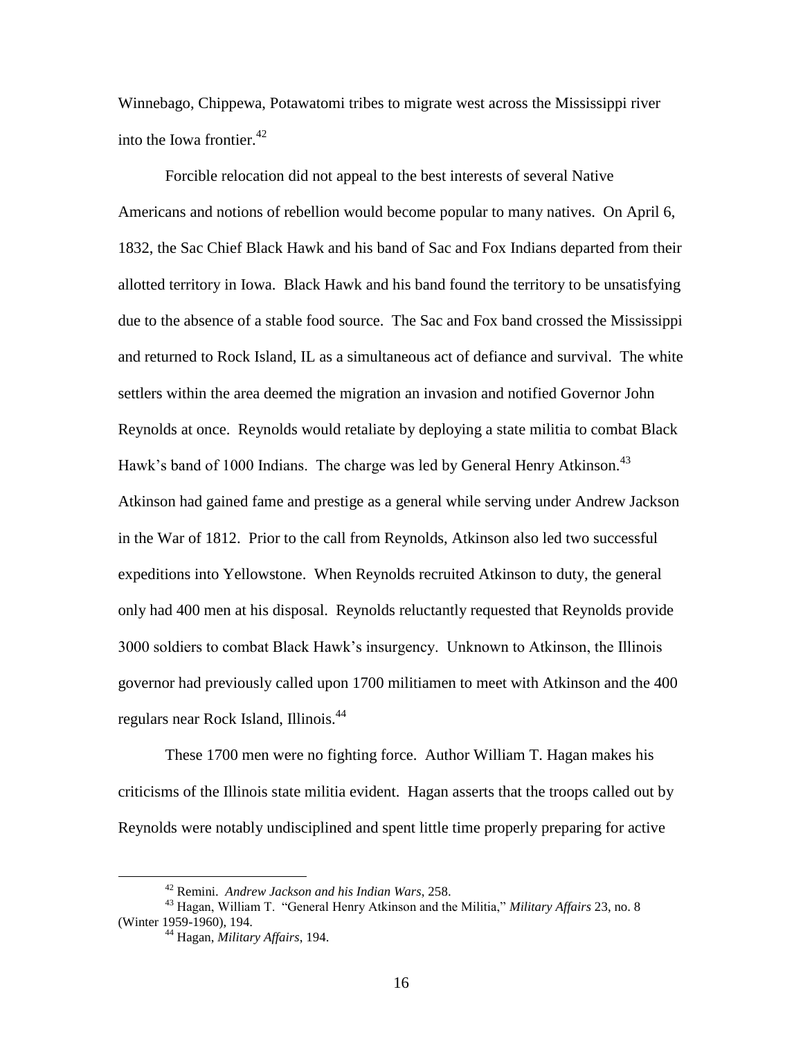Winnebago, Chippewa, Potawatomi tribes to migrate west across the Mississippi river into the Iowa frontier.[42]

Forcible relocation did not appeal to the best interests of several Native Americans and notions of rebellion would become popular to many natives. On April 6, 1832, the Sac Chief Black Hawk and his band of Sac and Fox Indians departed from their allotted territory in Iowa. Black Hawk and his band found the territory to be unsatisfying due to the absence of a stable food source. The Sac and Fox band crossed the Mississippi and returned to Rock Island, IL as a simultaneous act of defiance and survival. The white settlers within the area deemed the migration an invasion and notified Governor John Reynolds at once. Reynolds would retaliate by deploying a state militia to combat Black Hawk's band of 1000 Indians. The charge was led by General Henry Atkinson.[43] Atkinson had gained fame and prestige as a general while serving under Andrew Jackson in the War of 1812. Prior to the call from Reynolds, Atkinson also led two successful expeditions into Yellowstone. When Reynolds recruited Atkinson to duty, the general only had 400 men at his disposal. Reynolds reluctantly requested that Reynolds provide 3000 soldiers to combat Black Hawk's insurgency. Unknown to Atkinson, the Illinois governor had previously called upon 1700 militiamen to meet with Atkinson and the 400 regulars near Rock Island, Illinois.[44]

These 1700 men were no fighting force. Author William T. Hagan makes his criticisms of the Illinois state militia evident. Hagan asserts that the troops called out by Reynolds were notably undisciplined and spent little time properly preparing for active

---

[42] Remini. *Andrew Jackson and his Indian Wars*, 258.

[43] Hagan, William T. "General Henry Atkinson and the Militia," *Military Affairs* 23, no. 8 (Winter 1959-1960), 194.

[44] Hagan, *Military Affairs*, 194.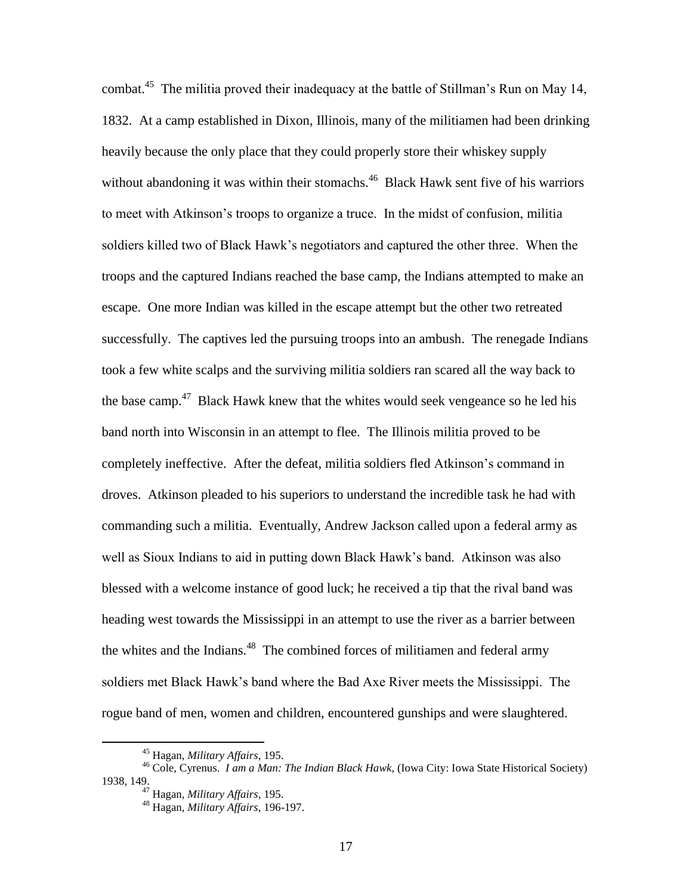combat.[45] The militia proved their inadequacy at the battle of Stillman's Run on May 14, 1832. At a camp established in Dixon, Illinois, many of the militiamen had been drinking heavily because the only place that they could properly store their whiskey supply without abandoning it was within their stomachs.[46] Black Hawk sent five of his warriors to meet with Atkinson's troops to organize a truce. In the midst of confusion, militia soldiers killed two of Black Hawk's negotiators and captured the other three. When the troops and the captured Indians reached the base camp, the Indians attempted to make an escape. One more Indian was killed in the escape attempt but the other two retreated successfully. The captives led the pursuing troops into an ambush. The renegade Indians took a few white scalps and the surviving militia soldiers ran scared all the way back to the base camp.[47] Black Hawk knew that the whites would seek vengeance so he led his band north into Wisconsin in an attempt to flee. The Illinois militia proved to be completely ineffective. After the defeat, militia soldiers fled Atkinson's command in droves. Atkinson pleaded to his superiors to understand the incredible task he had with commanding such a militia. Eventually, Andrew Jackson called upon a federal army as well as Sioux Indians to aid in putting down Black Hawk's band. Atkinson was also blessed with a welcome instance of good luck; he received a tip that the rival band was heading west towards the Mississippi in an attempt to use the river as a barrier between the whites and the Indians.[48] The combined forces of militiamen and federal army soldiers met Black Hawk's band where the Bad Axe River meets the Mississippi. The rogue band of men, women and children, encountered gunships and were slaughtered.

[45] Hagan, *Military Affairs*, 195.

[46] Cole, Cyrenus. *I am a Man: The Indian Black Hawk*, (Iowa City: Iowa State Historical Society) 1938, 149.

[47] Hagan, *Military Affairs*, 195.

[48] Hagan, *Military Affairs*, 196-197.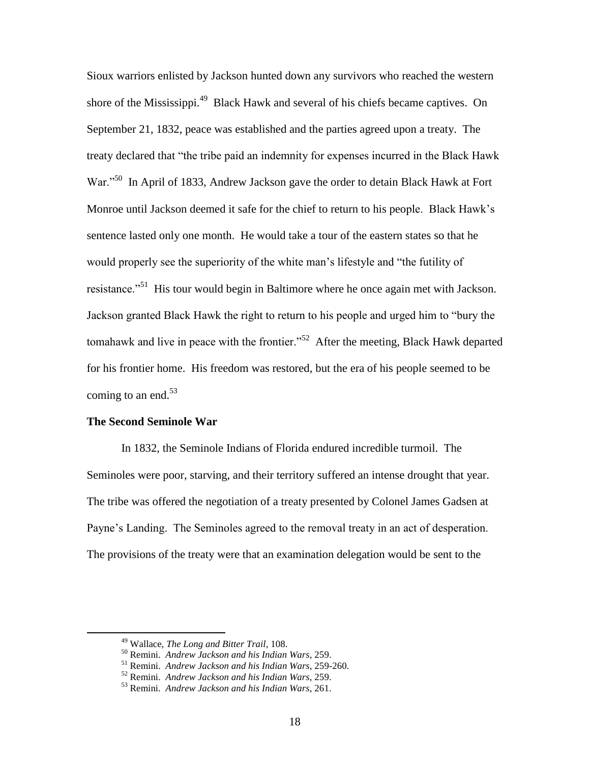Sioux warriors enlisted by Jackson hunted down any survivors who reached the western shore of the Mississippi.[49] Black Hawk and several of his chiefs became captives. On September 21, 1832, peace was established and the parties agreed upon a treaty. The treaty declared that "the tribe paid an indemnity for expenses incurred in the Black Hawk War."[50] In April of 1833, Andrew Jackson gave the order to detain Black Hawk at Fort Monroe until Jackson deemed it safe for the chief to return to his people. Black Hawk's sentence lasted only one month. He would take a tour of the eastern states so that he would properly see the superiority of the white man's lifestyle and "the futility of resistance."[51] His tour would begin in Baltimore where he once again met with Jackson. Jackson granted Black Hawk the right to return to his people and urged him to "bury the tomahawk and live in peace with the frontier."[52] After the meeting, Black Hawk departed for his frontier home. His freedom was restored, but the era of his people seemed to be coming to an end.[53]

**The Second Seminole War**

In 1832, the Seminole Indians of Florida endured incredible turmoil. The Seminoles were poor, starving, and their territory suffered an intense drought that year. The tribe was offered the negotiation of a treaty presented by Colonel James Gadsen at Payne's Landing. The Seminoles agreed to the removal treaty in an act of desperation. The provisions of the treaty were that an examination delegation would be sent to the

---

[49] Wallace, *The Long and Bitter Trail*, 108.

[50] Remini. *Andrew Jackson and his Indian Wars*, 259.

[51] Remini. *Andrew Jackson and his Indian Wars*, 259-260.

[52] Remini. *Andrew Jackson and his Indian Wars*, 259.

[53] Remini. *Andrew Jackson and his Indian Wars*, 261.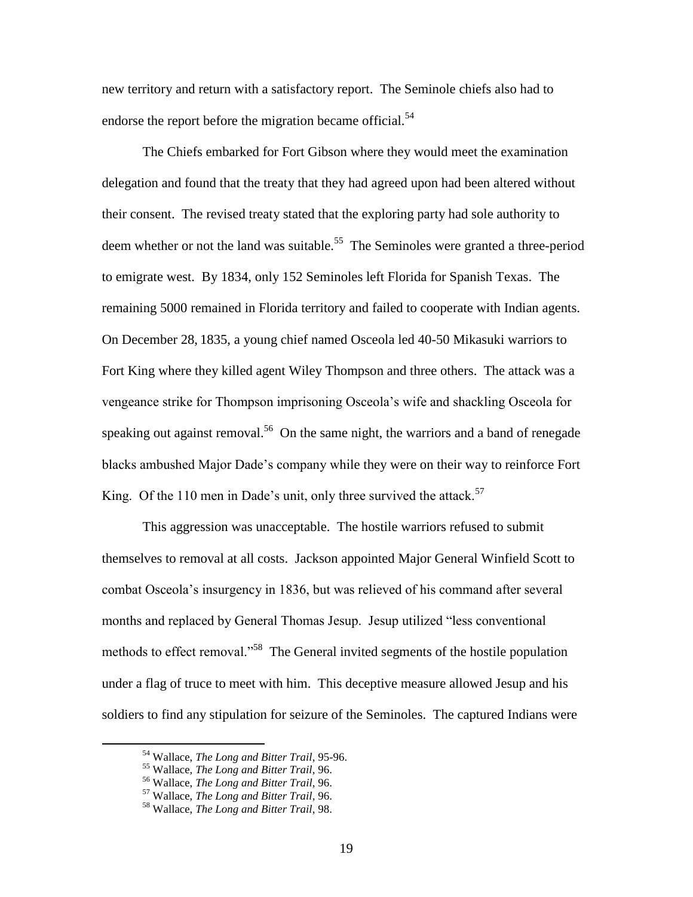new territory and return with a satisfactory report. The Seminole chiefs also had to endorse the report before the migration became official.[54]

The Chiefs embarked for Fort Gibson where they would meet the examination delegation and found that the treaty that they had agreed upon had been altered without their consent. The revised treaty stated that the exploring party had sole authority to deem whether or not the land was suitable.[55] The Seminoles were granted a three-period to emigrate west. By 1834, only 152 Seminoles left Florida for Spanish Texas. The remaining 5000 remained in Florida territory and failed to cooperate with Indian agents. On December 28, 1835, a young chief named Osceola led 40-50 Mikasuki warriors to Fort King where they killed agent Wiley Thompson and three others. The attack was a vengeance strike for Thompson imprisoning Osceola's wife and shackling Osceola for speaking out against removal.[56] On the same night, the warriors and a band of renegade blacks ambushed Major Dade's company while they were on their way to reinforce Fort King. Of the 110 men in Dade's unit, only three survived the attack.[57]

This aggression was unacceptable. The hostile warriors refused to submit themselves to removal at all costs. Jackson appointed Major General Winfield Scott to combat Osceola's insurgency in 1836, but was relieved of his command after several months and replaced by General Thomas Jesup. Jesup utilized "less conventional methods to effect removal."[58] The General invited segments of the hostile population under a flag of truce to meet with him. This deceptive measure allowed Jesup and his soldiers to find any stipulation for seizure of the Seminoles. The captured Indians were

---

[54] Wallace, *The Long and Bitter Trail*, 95-96.

[55] Wallace, *The Long and Bitter Trail*, 96.

[56] Wallace, *The Long and Bitter Trail*, 96.

[57] Wallace, *The Long and Bitter Trail*, 96.

[58] Wallace, *The Long and Bitter Trail*, 98.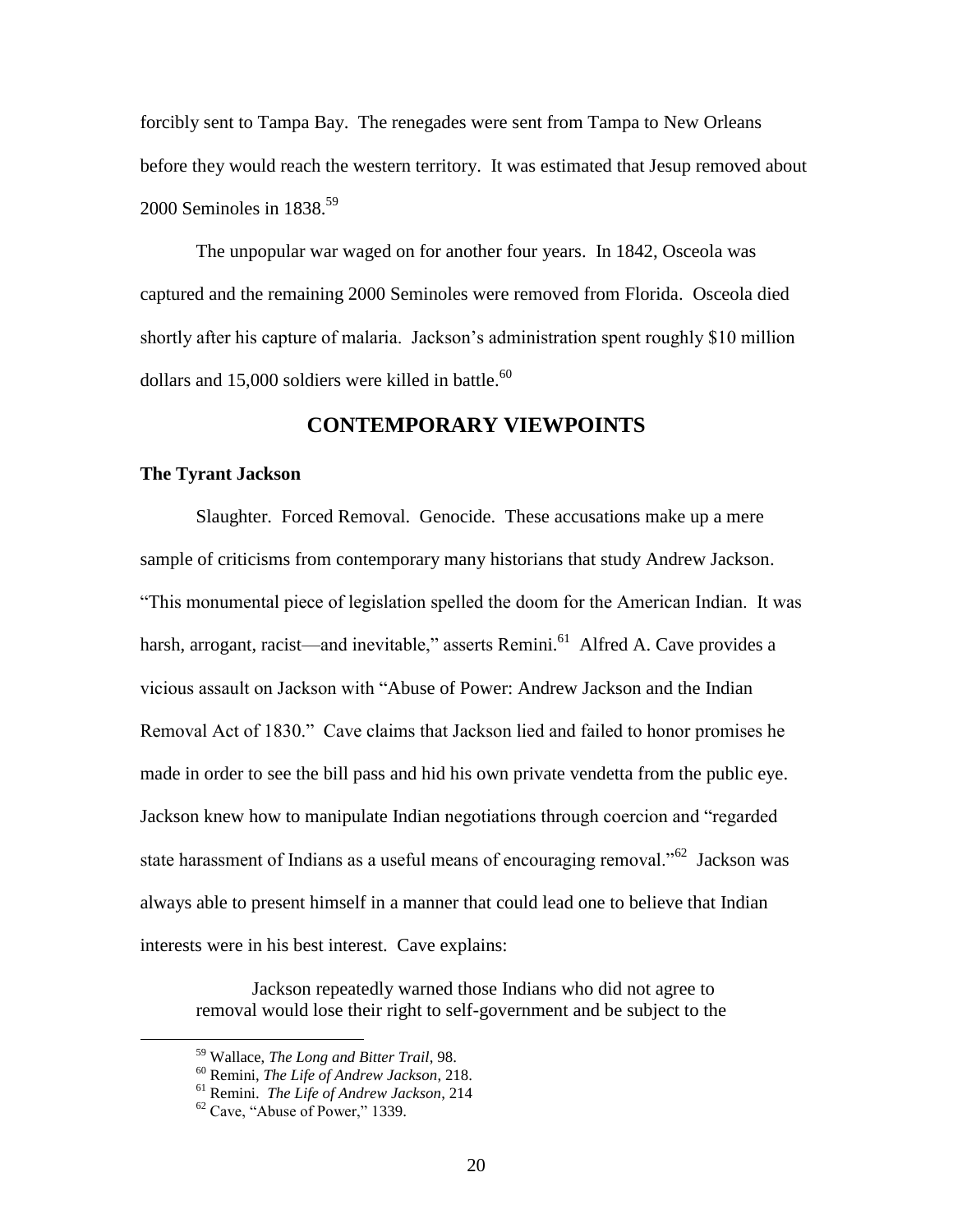forcibly sent to Tampa Bay. The renegades were sent from Tampa to New Orleans before they would reach the western territory. It was estimated that Jesup removed about 2000 Seminoles in 1838.[59]

The unpopular war waged on for another four years. In 1842, Osceola was captured and the remaining 2000 Seminoles were removed from Florida. Osceola died shortly after his capture of malaria. Jackson's administration spent roughly $10 million dollars and 15,000 soldiers were killed in battle.[60]

## CONTEMPORARY VIEWPOINTS

### The Tyrant Jackson

Slaughter. Forced Removal. Genocide. These accusations make up a mere sample of criticisms from contemporary many historians that study Andrew Jackson. "This monumental piece of legislation spelled the doom for the American Indian. It was harsh, arrogant, racist—and inevitable," asserts Remini.[61] Alfred A. Cave provides a vicious assault on Jackson with "Abuse of Power: Andrew Jackson and the Indian Removal Act of 1830." Cave claims that Jackson lied and failed to honor promises he made in order to see the bill pass and hid his own private vendetta from the public eye. Jackson knew how to manipulate Indian negotiations through coercion and "regarded state harassment of Indians as a useful means of encouraging removal."[62] Jackson was always able to present himself in a manner that could lead one to believe that Indian interests were in his best interest. Cave explains:

> Jackson repeatedly warned those Indians who did not agree to removal would lose their right to self-government and be subject to the

---

[59] Wallace, *The Long and Bitter Trail*, 98.

[60] Remini, *The Life of Andrew Jackson*, 218.

[61] Remini. *The Life of Andrew Jackson*, 214

[62] Cave, "Abuse of Power," 1339.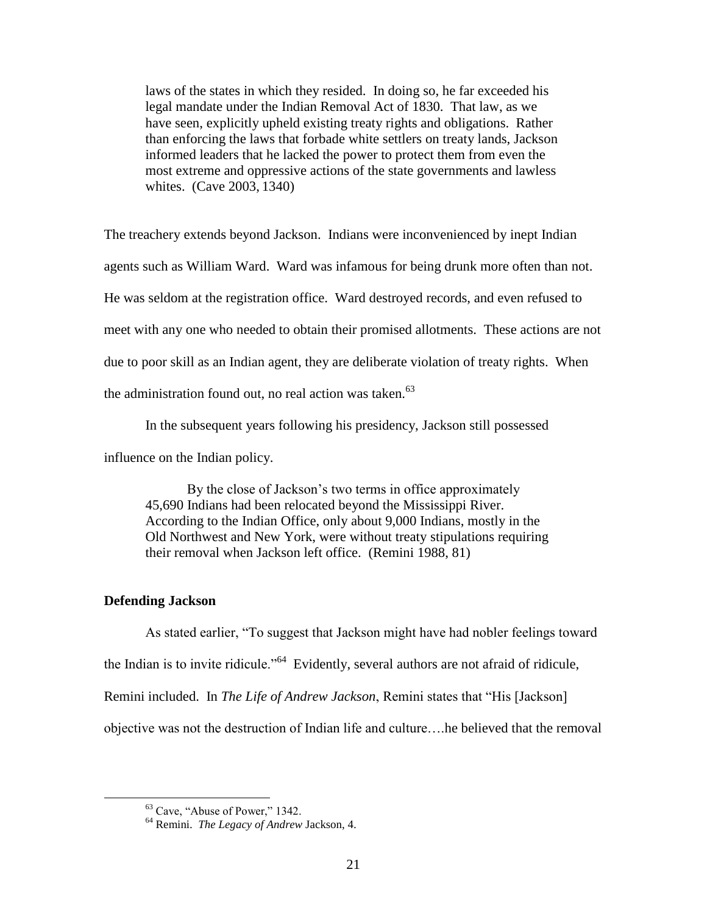> laws of the states in which they resided. In doing so, he far exceeded his legal mandate under the Indian Removal Act of 1830. That law, as we have seen, explicitly upheld existing treaty rights and obligations. Rather than enforcing the laws that forbade white settlers on treaty lands, Jackson informed leaders that he lacked the power to protect them from even the most extreme and oppressive actions of the state governments and lawless whites. (Cave 2003, 1340)

The treachery extends beyond Jackson. Indians were inconvenienced by inept Indian agents such as William Ward. Ward was infamous for being drunk more often than not. He was seldom at the registration office. Ward destroyed records, and even refused to meet with any one who needed to obtain their promised allotments. These actions are not due to poor skill as an Indian agent, they are deliberate violation of treaty rights. When the administration found out, no real action was taken.[63]

In the subsequent years following his presidency, Jackson still possessed influence on the Indian policy.

> By the close of Jackson's two terms in office approximately 45,690 Indians had been relocated beyond the Mississippi River. According to the Indian Office, only about 9,000 Indians, mostly in the Old Northwest and New York, were without treaty stipulations requiring their removal when Jackson left office. (Remini 1988, 81)

### Defending Jackson

As stated earlier, "To suggest that Jackson might have had nobler feelings toward the Indian is to invite ridicule."[64] Evidently, several authors are not afraid of ridicule, Remini included. In *The Life of Andrew Jackson*, Remini states that "His [Jackson] objective was not the destruction of Indian life and culture….he believed that the removal

---

[63] Cave, "Abuse of Power," 1342.

[64] Remini. *The Legacy of Andrew* Jackson, 4.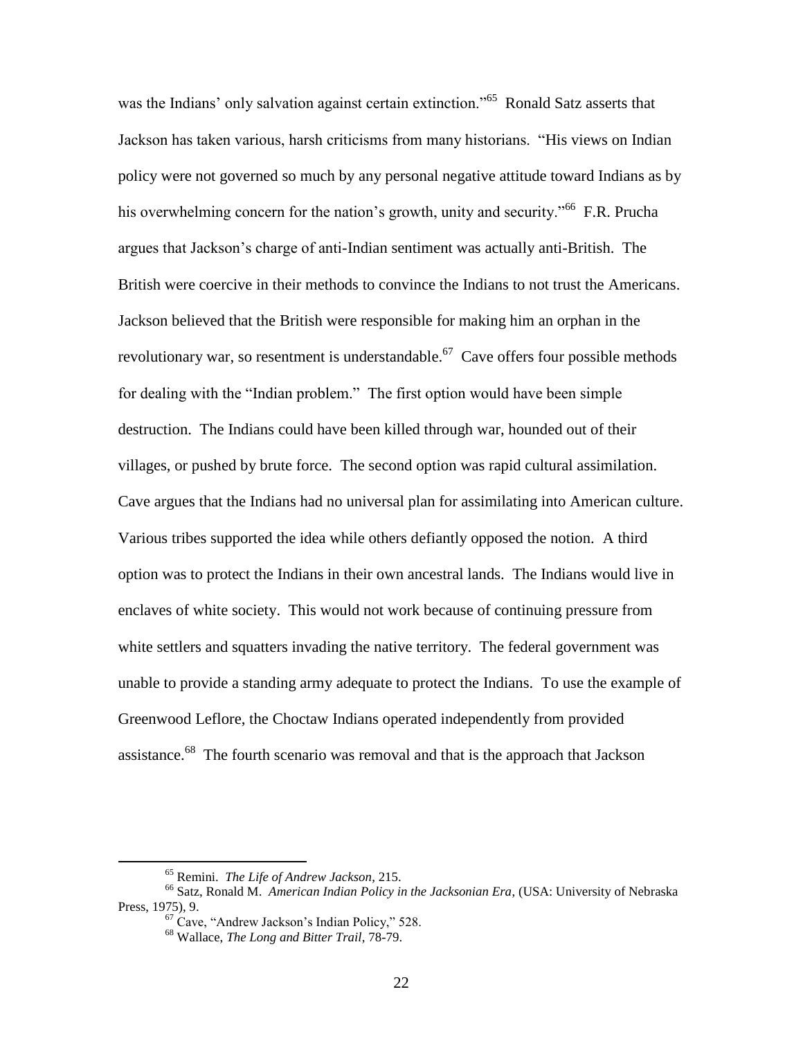was the Indians' only salvation against certain extinction."[65] Ronald Satz asserts that Jackson has taken various, harsh criticisms from many historians. "His views on Indian policy were not governed so much by any personal negative attitude toward Indians as by his overwhelming concern for the nation's growth, unity and security."[66] F.R. Prucha argues that Jackson's charge of anti-Indian sentiment was actually anti-British. The British were coercive in their methods to convince the Indians to not trust the Americans. Jackson believed that the British were responsible for making him an orphan in the revolutionary war, so resentment is understandable.[67] Cave offers four possible methods for dealing with the "Indian problem." The first option would have been simple destruction. The Indians could have been killed through war, hounded out of their villages, or pushed by brute force. The second option was rapid cultural assimilation. Cave argues that the Indians had no universal plan for assimilating into American culture. Various tribes supported the idea while others defiantly opposed the notion. A third option was to protect the Indians in their own ancestral lands. The Indians would live in enclaves of white society. This would not work because of continuing pressure from white settlers and squatters invading the native territory. The federal government was unable to provide a standing army adequate to protect the Indians. To use the example of Greenwood Leflore, the Choctaw Indians operated independently from provided assistance.[68] The fourth scenario was removal and that is the approach that Jackson

---

[65] Remini. *The Life of Andrew Jackson*, 215.

[66] Satz, Ronald M. *American Indian Policy in the Jacksonian Era*, (USA: University of Nebraska Press, 1975), 9.

[67] Cave, "Andrew Jackson's Indian Policy," 528.

[68] Wallace, *The Long and Bitter Trail*, 78-79.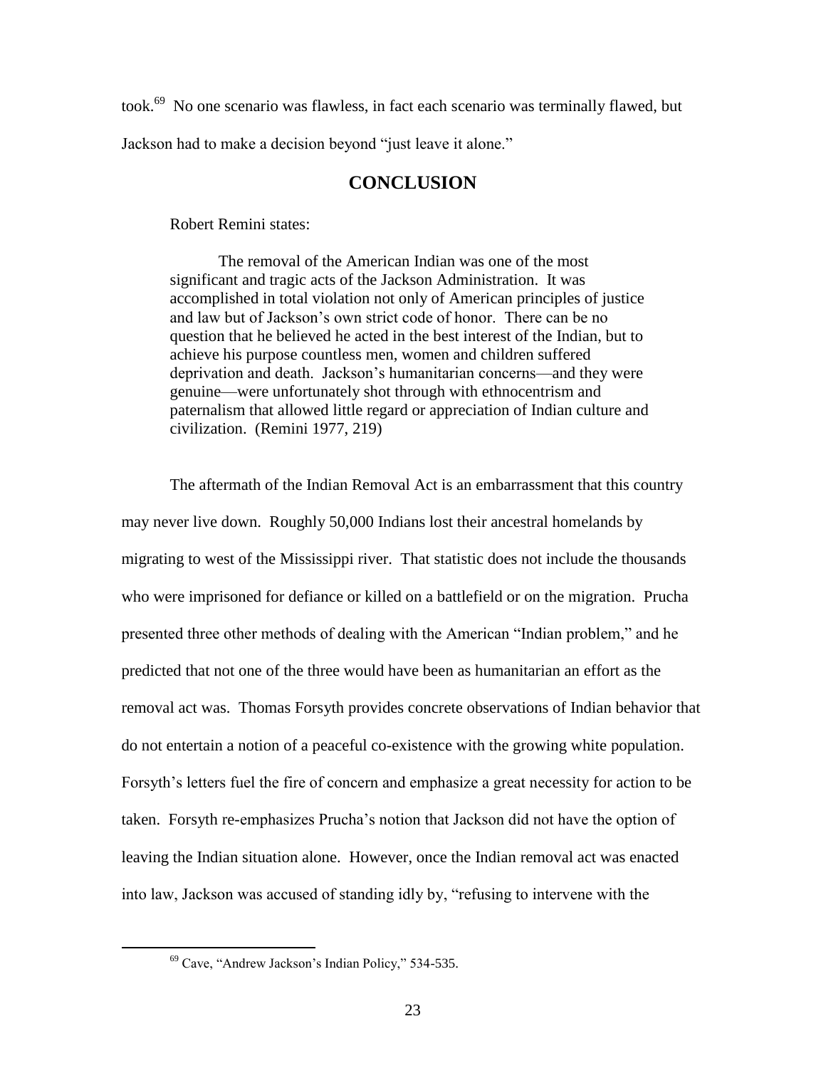took.[69] No one scenario was flawless, in fact each scenario was terminally flawed, but Jackson had to make a decision beyond "just leave it alone."

## CONCLUSION

Robert Remini states:

> The removal of the American Indian was one of the most significant and tragic acts of the Jackson Administration. It was accomplished in total violation not only of American principles of justice and law but of Jackson's own strict code of honor. There can be no question that he believed he acted in the best interest of the Indian, but to achieve his purpose countless men, women and children suffered deprivation and death. Jackson's humanitarian concerns—and they were genuine—were unfortunately shot through with ethnocentrism and paternalism that allowed little regard or appreciation of Indian culture and civilization. (Remini 1977, 219)

The aftermath of the Indian Removal Act is an embarrassment that this country may never live down. Roughly 50,000 Indians lost their ancestral homelands by migrating to west of the Mississippi river. That statistic does not include the thousands who were imprisoned for defiance or killed on a battlefield or on the migration. Prucha presented three other methods of dealing with the American "Indian problem," and he predicted that not one of the three would have been as humanitarian an effort as the removal act was. Thomas Forsyth provides concrete observations of Indian behavior that do not entertain a notion of a peaceful co-existence with the growing white population. Forsyth's letters fuel the fire of concern and emphasize a great necessity for action to be taken. Forsyth re-emphasizes Prucha's notion that Jackson did not have the option of leaving the Indian situation alone. However, once the Indian removal act was enacted into law, Jackson was accused of standing idly by, "refusing to intervene with the

---

[69] Cave, "Andrew Jackson's Indian Policy," 534-535.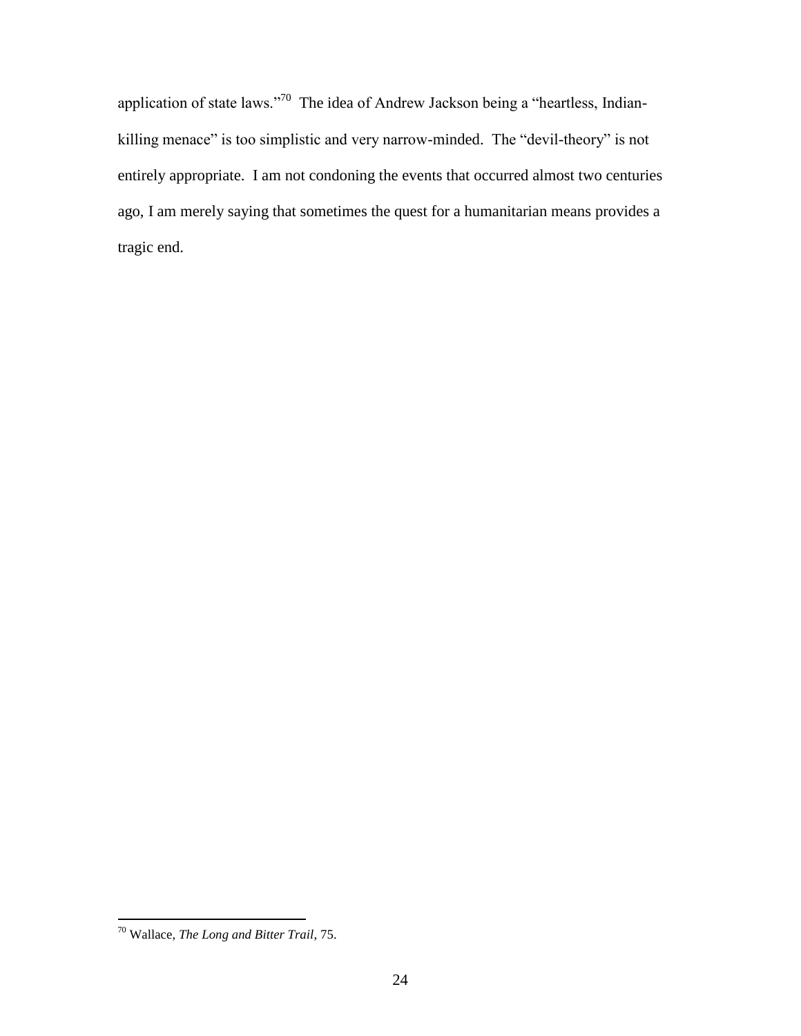application of state laws."[70] The idea of Andrew Jackson being a "heartless, Indian-killing menace" is too simplistic and very narrow-minded. The "devil-theory" is not entirely appropriate. I am not condoning the events that occurred almost two centuries ago, I am merely saying that sometimes the quest for a humanitarian means provides a tragic end.

---

[70] Wallace, *The Long and Bitter Trail*, 75.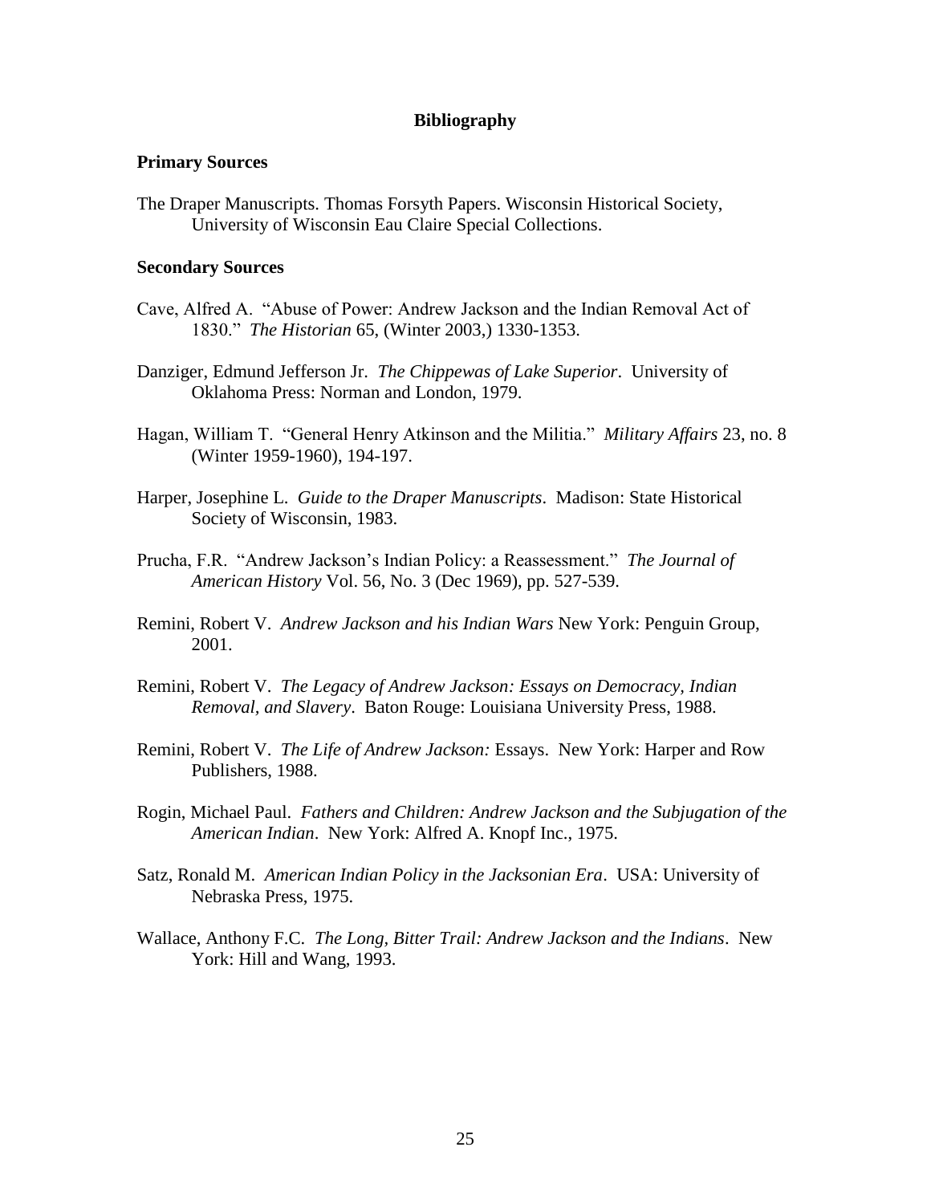# Bibliography

## Primary Sources

The Draper Manuscripts. Thomas Forsyth Papers. Wisconsin Historical Society, University of Wisconsin Eau Claire Special Collections.

## Secondary Sources

Cave, Alfred A. "Abuse of Power: Andrew Jackson and the Indian Removal Act of 1830." *The Historian* 65, (Winter 2003,) 1330-1353.

Danziger, Edmund Jefferson Jr. *The Chippewas of Lake Superior*. University of Oklahoma Press: Norman and London, 1979.

Hagan, William T. "General Henry Atkinson and the Militia." *Military Affairs* 23, no. 8 (Winter 1959-1960), 194-197.

Harper, Josephine L. *Guide to the Draper Manuscripts*. Madison: State Historical Society of Wisconsin, 1983.

Prucha, F.R. "Andrew Jackson's Indian Policy: a Reassessment." *The Journal of American History* Vol. 56, No. 3 (Dec 1969), pp. 527-539.

Remini, Robert V. *Andrew Jackson and his Indian Wars* New York: Penguin Group, 2001.

Remini, Robert V. *The Legacy of Andrew Jackson: Essays on Democracy, Indian Removal, and Slavery*. Baton Rouge: Louisiana University Press, 1988.

Remini, Robert V. *The Life of Andrew Jackson:* Essays. New York: Harper and Row Publishers, 1988.

Rogin, Michael Paul. *Fathers and Children: Andrew Jackson and the Subjugation of the American Indian*. New York: Alfred A. Knopf Inc., 1975.

Satz, Ronald M. *American Indian Policy in the Jacksonian Era*. USA: University of Nebraska Press, 1975.

Wallace, Anthony F.C. *The Long, Bitter Trail: Andrew Jackson and the Indians*. New York: Hill and Wang, 1993.